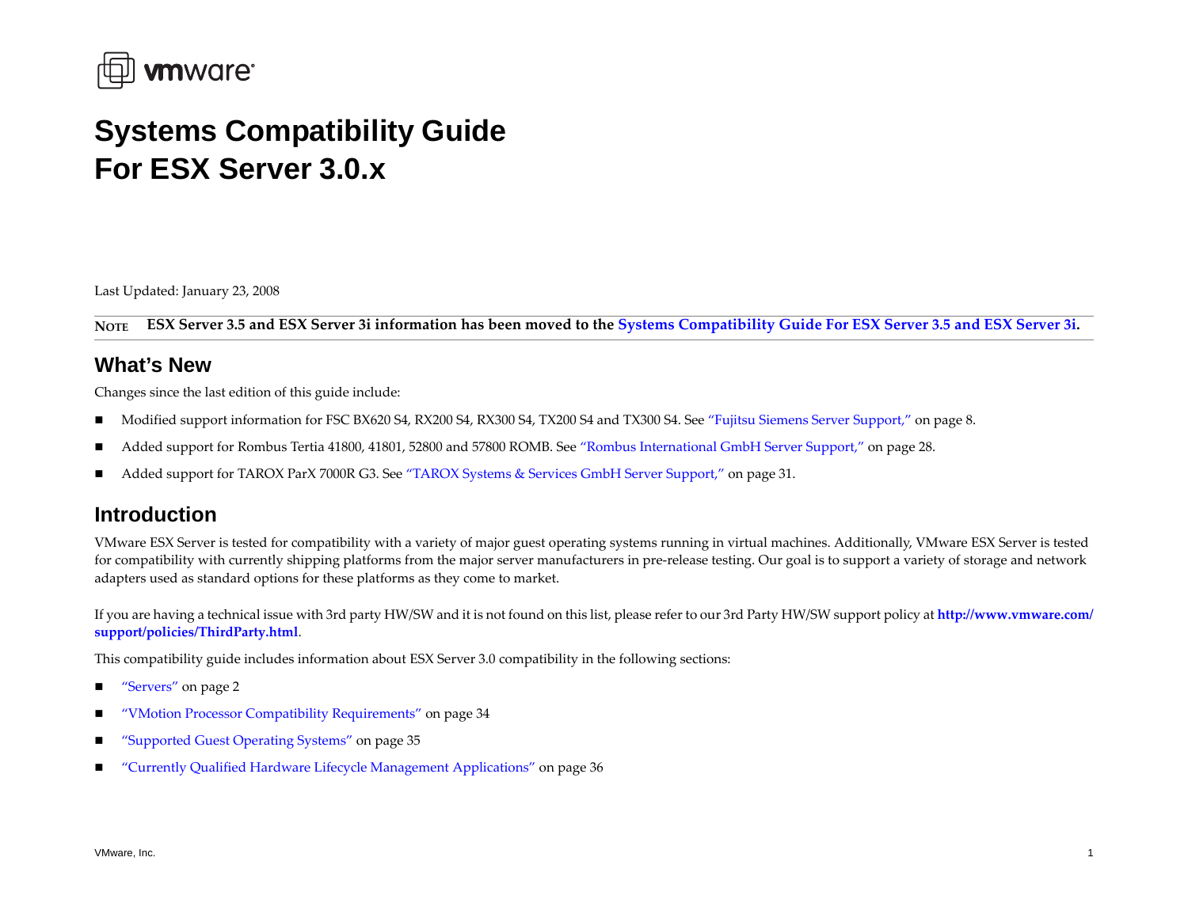# Systems Compatibility Guide For ESX Server 3.0.x

Last Updated: January 23, 2008

**NOTE** **ESX Server 3.5 and ESX Server 3i information has been moved to the Systems Compatibility Guide For ESX Server 3.5 and ESX Server 3i.**

## What's New

Changes since the last edition of this guide include:

- Modified support information for FSC BX620 S4, RX200 S4, RX300 S4, TX200 S4 and TX300 S4. See "Fujitsu Siemens Server Support," on page 8.
- Added support for Rombus Tertia 41800, 41801, 52800 and 57800 ROMB. See "Rombus International GmbH Server Support," on page 28.
- Added support for TAROX ParX 7000R G3. See "TAROX Systems & Services GmbH Server Support," on page 31.

## Introduction

VMware ESX Server is tested for compatibility with a variety of major guest operating systems running in virtual machines. Additionally, VMware ESX Server is tested for compatibility with currently shipping platforms from the major server manufacturers in pre-release testing. Our goal is to support a variety of storage and network adapters used as standard options for these platforms as they come to market.

If you are having a technical issue with 3rd party HW/SW and it is not found on this list, please refer to our 3rd Party HW/SW support policy at **http://www.vmware.com/support/policies/ThirdParty.html**.

This compatibility guide includes information about ESX Server 3.0 compatibility in the following sections:

- "Servers" on page 2
- "VMotion Processor Compatibility Requirements" on page 34
- "Supported Guest Operating Systems" on page 35
- "Currently Qualified Hardware Lifecycle Management Applications" on page 36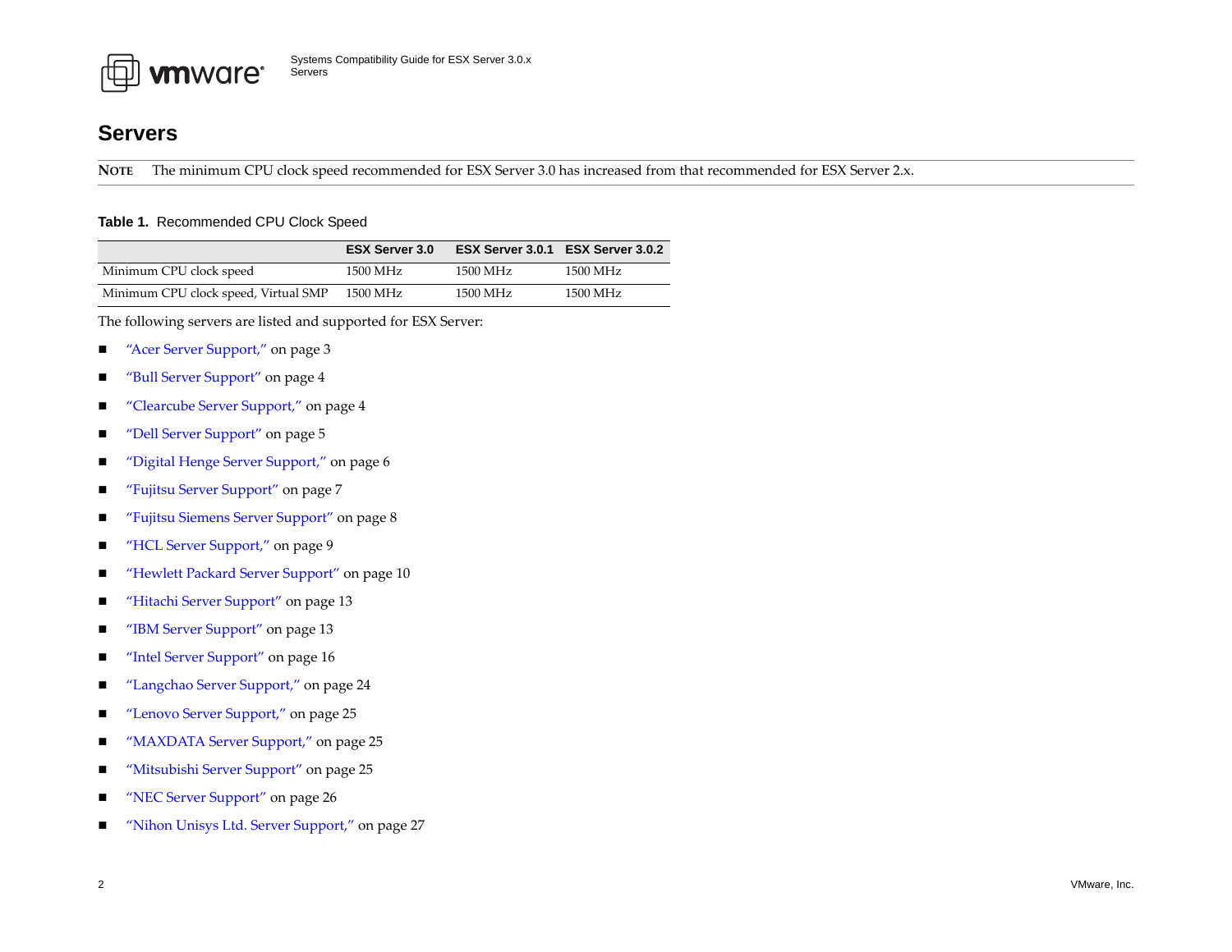# Servers

**NOTE** The minimum CPU clock speed recommended for ESX Server 3.0 has increased from that recommended for ESX Server 2.x.

**Table 1.** Recommended CPU Clock Speed

| | ESX Server 3.0 | ESX Server 3.0.1 | ESX Server 3.0.2 |
|---|---|---|---|
| Minimum CPU clock speed | 1500 MHz | 1500 MHz | 1500 MHz |
| Minimum CPU clock speed, Virtual SMP | 1500 MHz | 1500 MHz | 1500 MHz |

The following servers are listed and supported for ESX Server:

- "Acer Server Support," on page 3
- "Bull Server Support" on page 4
- "Clearcube Server Support," on page 4
- "Dell Server Support" on page 5
- "Digital Henge Server Support," on page 6
- "Fujitsu Server Support" on page 7
- "Fujitsu Siemens Server Support" on page 8
- "HCL Server Support," on page 9
- "Hewlett Packard Server Support" on page 10
- "Hitachi Server Support" on page 13
- "IBM Server Support" on page 13
- "Intel Server Support" on page 16
- "Langchao Server Support," on page 24
- "Lenovo Server Support," on page 25
- "MAXDATA Server Support," on page 25
- "Mitsubishi Server Support" on page 25
- "NEC Server Support" on page 26
- "Nihon Unisys Ltd. Server Support," on page 27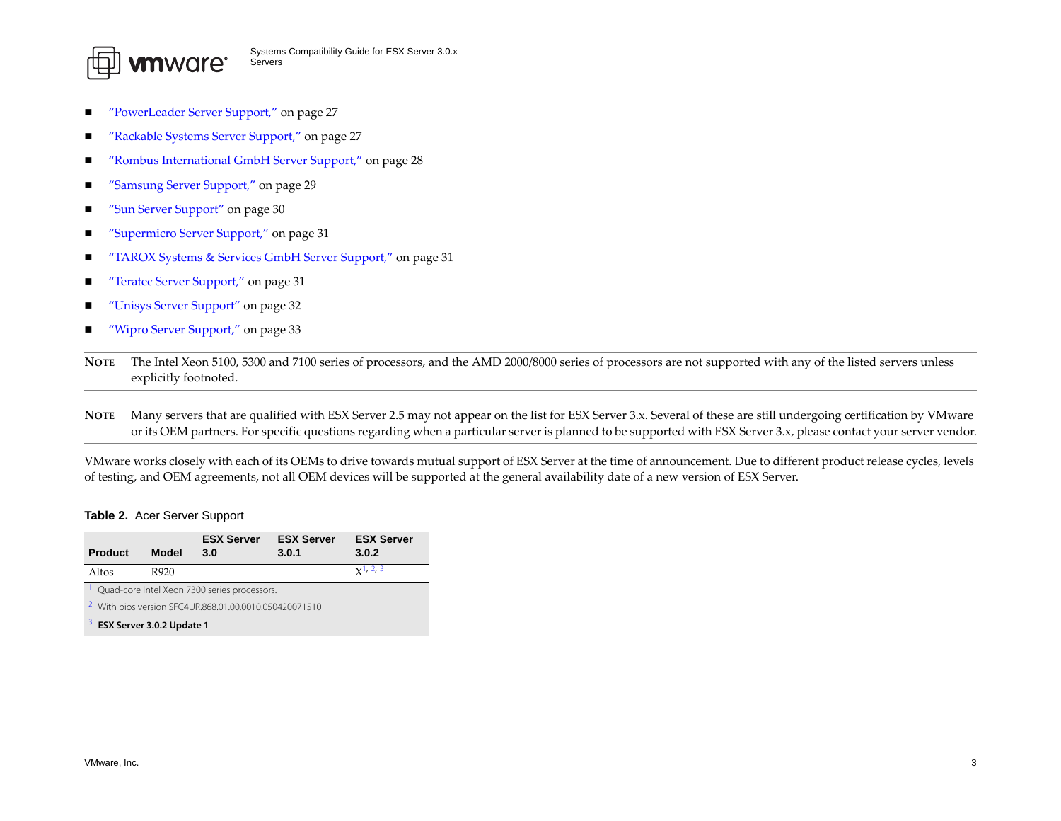- "PowerLeader Server Support," on page 27
- "Rackable Systems Server Support," on page 27
- "Rombus International GmbH Server Support," on page 28
- "Samsung Server Support," on page 29
- "Sun Server Support" on page 30
- "Supermicro Server Support," on page 31
- "TAROX Systems & Services GmbH Server Support," on page 31
- "Teratec Server Support," on page 31
- "Unisys Server Support" on page 32
- "Wipro Server Support," on page 33

**NOTE** The Intel Xeon 5100, 5300 and 7100 series of processors, and the AMD 2000/8000 series of processors are not supported with any of the listed servers unless explicitly footnoted.

**NOTE** Many servers that are qualified with ESX Server 2.5 may not appear on the list for ESX Server 3.x. Several of these are still undergoing certification by VMware or its OEM partners. For specific questions regarding when a particular server is planned to be supported with ESX Server 3.x, please contact your server vendor.

VMware works closely with each of its OEMs to drive towards mutual support of ESX Server at the time of announcement. Due to different product release cycles, levels of testing, and OEM agreements, not all OEM devices will be supported at the general availability date of a new version of ESX Server.

**Table 2.** Acer Server Support

| Product | Model | ESX Server 3.0 | ESX Server 3.0.1 | ESX Server 3.0.2 |
|---|---|---|---|---|
| Altos | R920 | | | X[1, 2, 3] |

[1] Quad-core Intel Xeon 7300 series processors.

[2] With bios version SFC4UR.868.01.00.0010.050420071510

[3] **ESX Server 3.0.2 Update 1**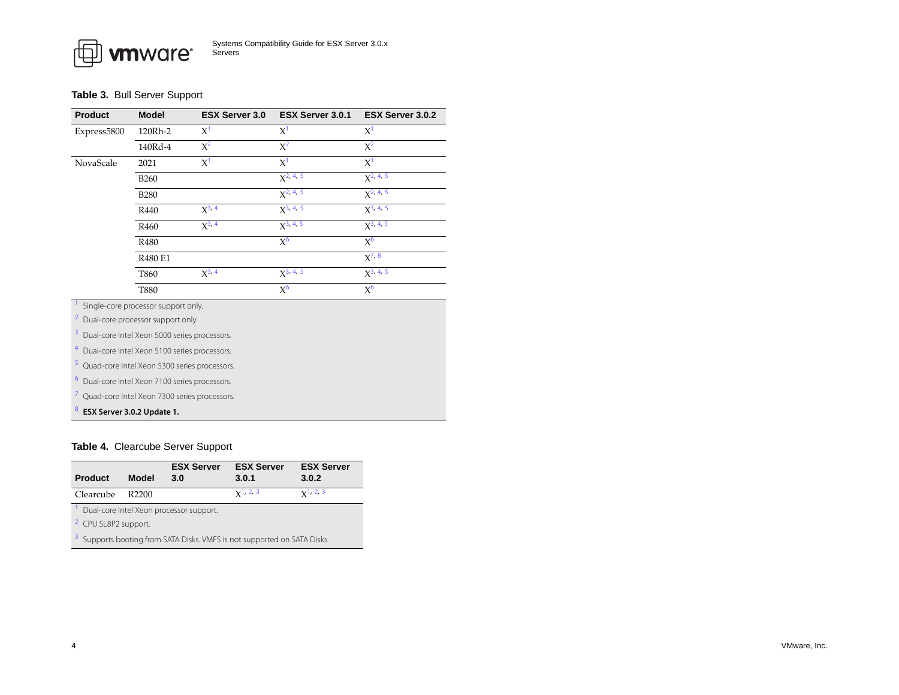**Table 3.** Bull Server Support

| Product | Model | ESX Server 3.0 | ESX Server 3.0.1 | ESX Server 3.0.2 |
|---|---|---|---|---|
| Express5800 | 120Rh-2 | X[1] | X[1] | X[1] |
| | 140Rd-4 | X[2] | X[2] | X[2] |
| NovaScale | 2021 | X[1] | X[1] | X[1] |
| | B260 | | X[2, 4, 5] | X[2, 4, 5] |
| | B280 | | X[2, 4, 5] | X[2, 4, 5] |
| | R440 | X[3, 4] | X[3, 4, 5] | X[3, 4, 5] |
| | R460 | X[3, 4] | X[3, 4, 5] | X[3, 4, 5] |
| | R480 | | X[6] | X[6] |
| | R480 E1 | | | X[7, 8] |
| | T860 | X[3, 4] | X[3, 4, 5] | X[3, 4, 5] |
| | T880 | | X[6] | X[6] |

[1] Single-core processor support only.

[2] Dual-core processor support only.

[3] Dual-core Intel Xeon 5000 series processors.

[4] Dual-core Intel Xeon 5100 series processors.

[5] Quad-core Intel Xeon 5300 series processors.

[6] Dual-core Intel Xeon 7100 series processors.

[7] Quad-core Intel Xeon 7300 series processors.

[8] **ESX Server 3.0.2 Update 1.**

**Table 4.** Clearcube Server Support

| Product | Model | ESX Server 3.0 | ESX Server 3.0.1 | ESX Server 3.0.2 |
|---|---|---|---|---|
| Clearcube | R2200 | | X[1, 2, 3] | X[1, 2, 3] |

[1] Dual-core Intel Xeon processor support.

[2] CPU SL8P2 support.

[3] Supports booting from SATA Disks. VMFS is not supported on SATA Disks.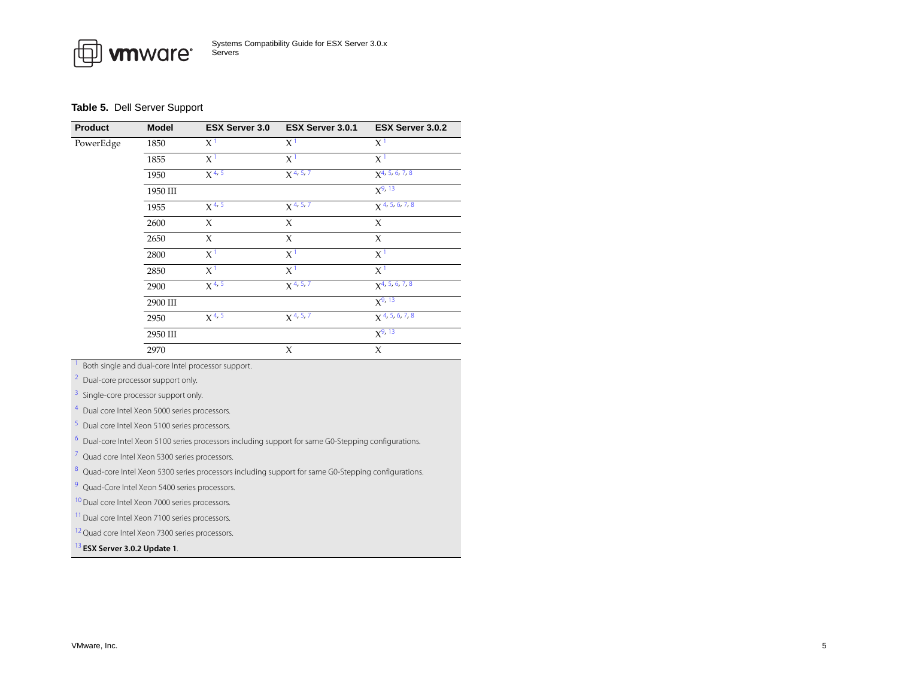**Table 5.** Dell Server Support

| Product | Model | ESX Server 3.0 | ESX Server 3.0.1 | ESX Server 3.0.2 |
|---|---|---|---|---|
| PowerEdge | 1850 | X [1] | X [1] | X [1] |
| | 1855 | X [1] | X [1] | X [1] |
| | 1950 | X [4, 5] | X [4, 5, 7] | X [4, 5, 6, 7, 8] |
| | 1950 III | | | X [9, 13] |
| | 1955 | X [4, 5] | X [4, 5, 7] | X [4, 5, 6, 7, 8] |
| | 2600 | X | X | X |
| | 2650 | X | X | X |
| | 2800 | X [1] | X [1] | X [1] |
| | 2850 | X [1] | X [1] | X [1] |
| | 2900 | X [4, 5] | X [4, 5, 7] | X [4, 5, 6, 7, 8] |
| | 2900 III | | | X [9, 13] |
| | 2950 | X [4, 5] | X [4, 5, 7] | X [4, 5, 6, 7, 8] |
| | 2950 III | | | X [9, 13] |
| | 2970 | | X | X |

[1] Both single and dual-core Intel processor support.

[2] Dual-core processor support only.

[3] Single-core processor support only.

[4] Dual core Intel Xeon 5000 series processors.

[5] Dual core Intel Xeon 5100 series processors.

[6] Dual-core Intel Xeon 5100 series processors including support for same G0-Stepping configurations.

[7] Quad core Intel Xeon 5300 series processors.

[8] Quad-core Intel Xeon 5300 series processors including support for same G0-Stepping configurations.

[9] Quad-Core Intel Xeon 5400 series processors.

[10] Dual core Intel Xeon 7000 series processors.

[11] Dual core Intel Xeon 7100 series processors.

[12] Quad core Intel Xeon 7300 series processors.

[13] **ESX Server 3.0.2 Update 1**.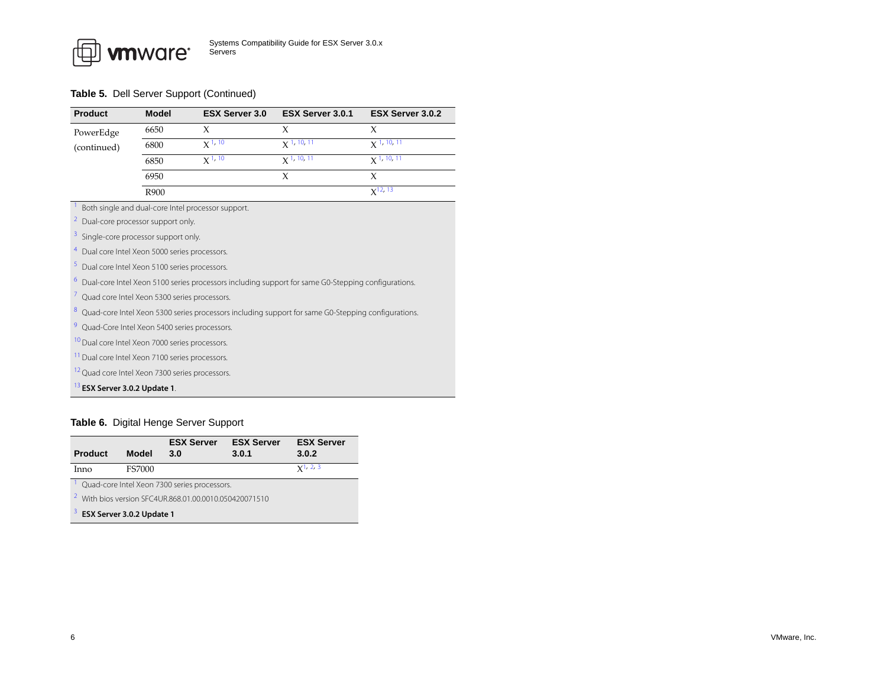**Table 5.** Dell Server Support (Continued)

| Product | Model | ESX Server 3.0 | ESX Server 3.0.1 | ESX Server 3.0.2 |
|---|---|---|---|---|
| PowerEdge (continued) | 6650 | X | X | X |
| | 6800 | X [1, 10] | X [1, 10, 11] | X [1, 10, 11] |
| | 6850 | X [1, 10] | X [1, 10, 11] | X [1, 10, 11] |
| | 6950 | | X | X |
| | R900 | | | X [12, 13] |

[1] Both single and dual-core Intel processor support.

[2] Dual-core processor support only.

[3] Single-core processor support only.

[4] Dual core Intel Xeon 5000 series processors.

[5] Dual core Intel Xeon 5100 series processors.

[6] Dual-core Intel Xeon 5100 series processors including support for same G0-Stepping configurations.

[7] Quad core Intel Xeon 5300 series processors.

[8] Quad-core Intel Xeon 5300 series processors including support for same G0-Stepping configurations.

[9] Quad-Core Intel Xeon 5400 series processors.

[10] Dual core Intel Xeon 7000 series processors.

[11] Dual core Intel Xeon 7100 series processors.

[12] Quad core Intel Xeon 7300 series processors.

[13] **ESX Server 3.0.2 Update 1**.

**Table 6.** Digital Henge Server Support

| Product | Model | ESX Server 3.0 | ESX Server 3.0.1 | ESX Server 3.0.2 |
|---|---|---|---|---|
| Inno | FS7000 | | | X [1, 2, 3] |

[1] Quad-core Intel Xeon 7300 series processors.

[2] With bios version SFC4UR.868.01.00.0010.050420071510

[3] **ESX Server 3.0.2 Update 1**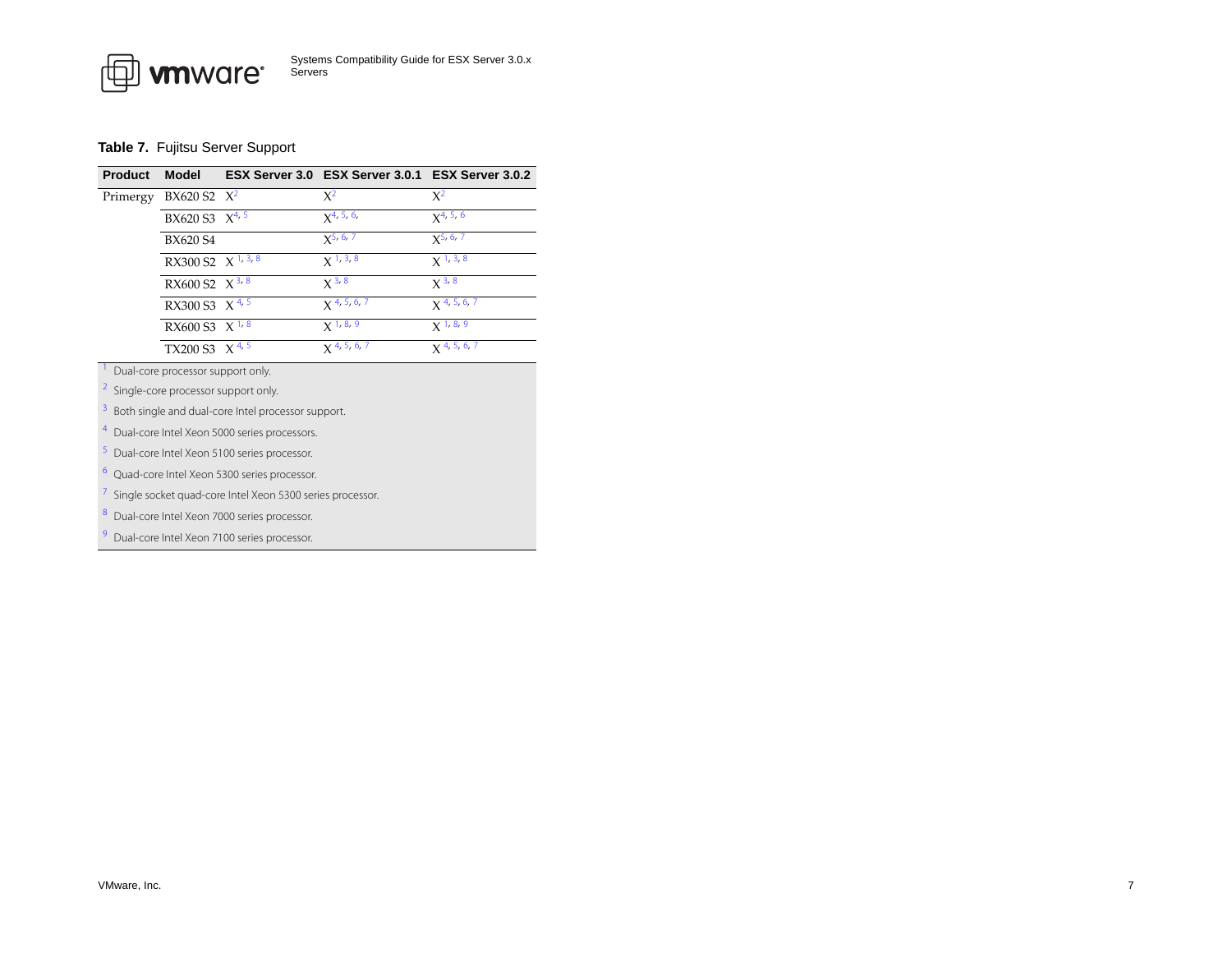**Table 7.** Fujitsu Server Support

| Product | Model | ESX Server 3.0 | ESX Server 3.0.1 | ESX Server 3.0.2 |
|---|---|---|---|---|
| Primergy | BX620 S2 | X[2] | X[2] | X[2] |
| | BX620 S3 | X[4, 5] | X[4, 5, 6,] | X[4, 5, 6] |
| | BX620 S4 | | X[5, 6, 7] | X[5, 6, 7] |
| | RX300 S2 | X[1, 3, 8] | X[1, 3, 8] | X[1, 3, 8] |
| | RX600 S2 | X[3, 8] | X[3, 8] | X[3, 8] |
| | RX300 S3 | X[4, 5] | X[4, 5, 6, 7] | X[4, 5, 6, 7] |
| | RX600 S3 | X[1, 8] | X[1, 8, 9] | X[1, 8, 9] |
| | TX200 S3 | X[4, 5] | X[4, 5, 6, 7] | X[4, 5, 6, 7] |

[1] Dual-core processor support only.

[2] Single-core processor support only.

[3] Both single and dual-core Intel processor support.

[4] Dual-core Intel Xeon 5000 series processors.

[5] Dual-core Intel Xeon 5100 series processor.

[6] Quad-core Intel Xeon 5300 series processor.

[7] Single socket quad-core Intel Xeon 5300 series processor.

[8] Dual-core Intel Xeon 7000 series processor.

[9] Dual-core Intel Xeon 7100 series processor.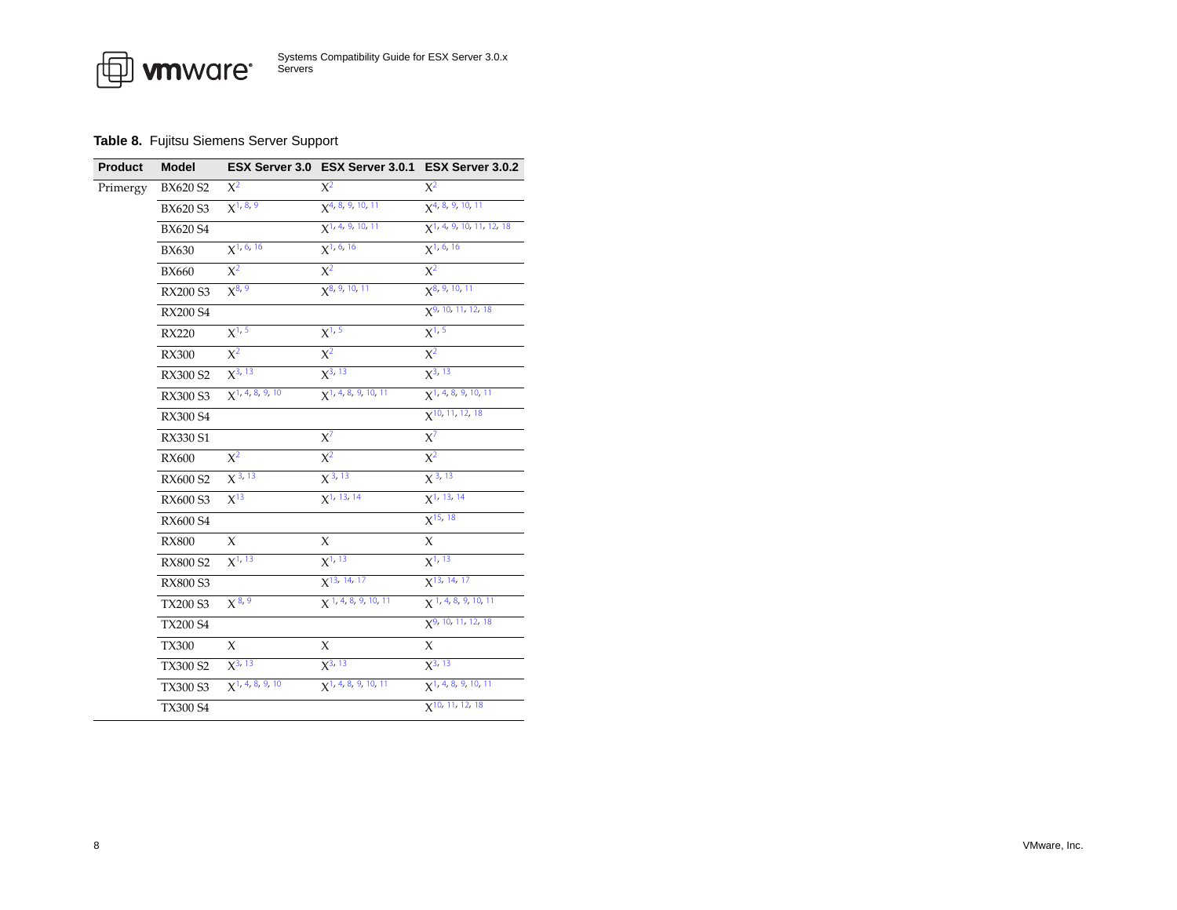**Table 8.** Fujitsu Siemens Server Support

| Product | Model | ESX Server 3.0 | ESX Server 3.0.1 | ESX Server 3.0.2 |
|---|---|---|---|---|
| Primergy | BX620 S2 | X[2] | X[2] | X[2] |
| | BX620 S3 | X[1, 8, 9] | X[4, 8, 9, 10, 11] | X[4, 8, 9, 10, 11] |
| | BX620 S4 | | X[1, 4, 9, 10, 11] | X[1, 4, 9, 10, 11, 12, 18] |
| | BX630 | X[1, 6, 16] | X[1, 6, 16] | X[1, 6, 16] |
| | BX660 | X[2] | X[2] | X[2] |
| | RX200 S3 | X[8, 9] | X[8, 9, 10, 11] | X[8, 9, 10, 11] |
| | RX200 S4 | | | X[9, 10, 11, 12, 18] |
| | RX220 | X[1, 5] | X[1, 5] | X[1, 5] |
| | RX300 | X[2] | X[2] | X[2] |
| | RX300 S2 | X[3, 13] | X[3, 13] | X[3, 13] |
| | RX300 S3 | X[1, 4, 8, 9, 10] | X[1, 4, 8, 9, 10, 11] | X[1, 4, 8, 9, 10, 11] |
| | RX300 S4 | | | X[10, 11, 12, 18] |
| | RX330 S1 | | X[7] | X[7] |
| | RX600 | X[2] | X[2] | X[2] |
| | RX600 S2 | X[3, 13] | X[3, 13] | X[3, 13] |
| | RX600 S3 | X[13] | X[1, 13, 14] | X[1, 13, 14] |
| | RX600 S4 | | | X[15, 18] |
| | RX800 | X | X | X |
| | RX800 S2 | X[1, 13] | X[1, 13] | X[1, 13] |
| | RX800 S3 | | X[13, 14, 17] | X[13, 14, 17] |
| | TX200 S3 | X[8, 9] | X[1, 4, 8, 9, 10, 11] | X[1, 4, 8, 9, 10, 11] |
| | TX200 S4 | | | X[9, 10, 11, 12, 18] |
| | TX300 | X | X | X |
| | TX300 S2 | X[3, 13] | X[3, 13] | X[3, 13] |
| | TX300 S3 | X[1, 4, 8, 9, 10] | X[1, 4, 8, 9, 10, 11] | X[1, 4, 8, 9, 10, 11] |
| | TX300 S4 | | | X[10, 11, 12, 18] |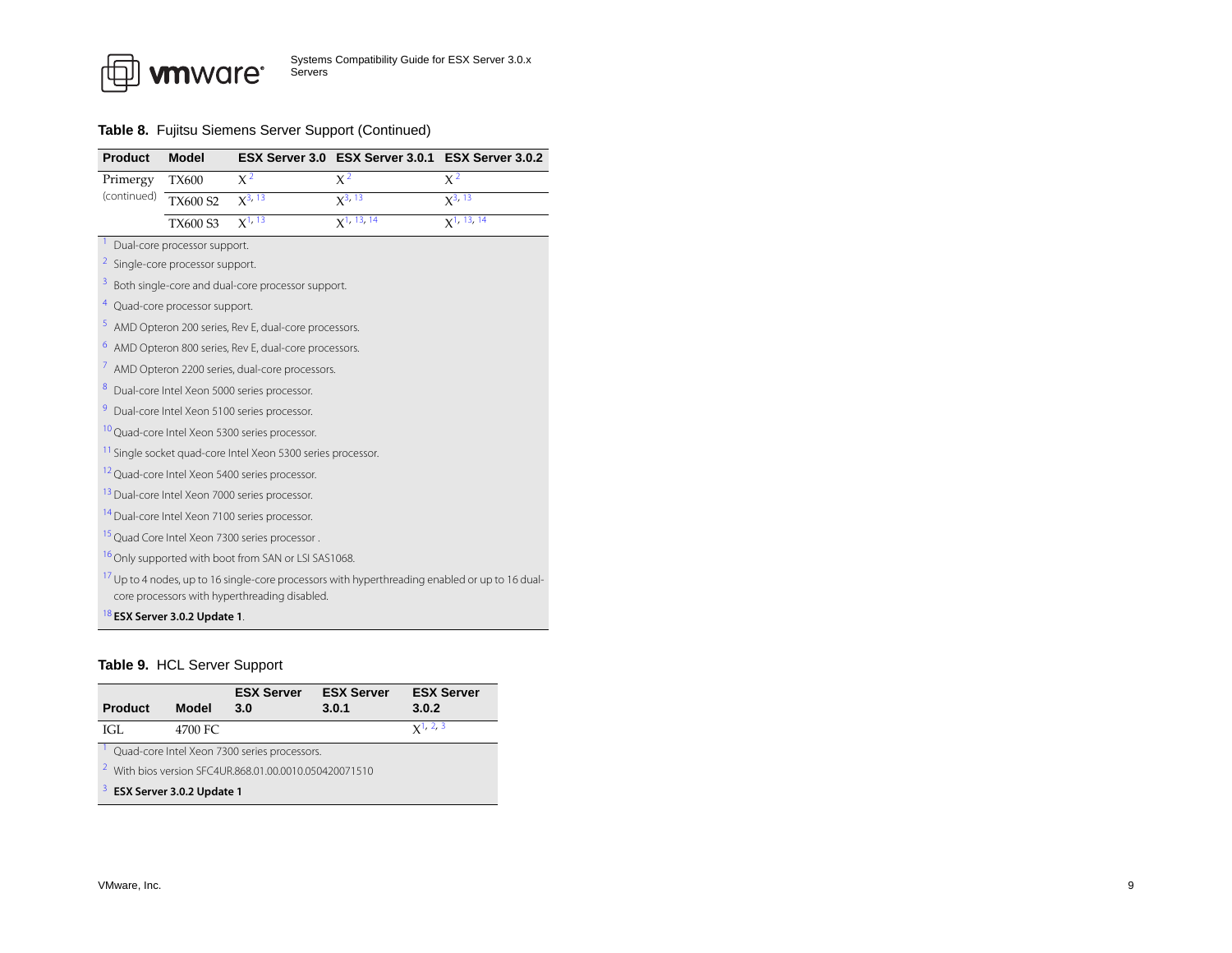**Table 8.** Fujitsu Siemens Server Support (Continued)

| Product | Model | ESX Server 3.0 | ESX Server 3.0.1 | ESX Server 3.0.2 |
|---|---|---|---|---|
| Primergy (continued) | TX600 | X [2] | X [2] | X [2] |
| | TX600 S2 | X [3, 13] | X [3, 13] | X [3, 13] |
| | TX600 S3 | X [1, 13] | X [1, 13, 14] | X [1, 13, 14] |

[1] Dual-core processor support.

[2] Single-core processor support.

[3] Both single-core and dual-core processor support.

[4] Quad-core processor support.

[5] AMD Opteron 200 series, Rev E, dual-core processors.

[6] AMD Opteron 800 series, Rev E, dual-core processors.

[7] AMD Opteron 2200 series, dual-core processors.

[8] Dual-core Intel Xeon 5000 series processor.

[9] Dual-core Intel Xeon 5100 series processor.

[10] Quad-core Intel Xeon 5300 series processor.

[11] Single socket quad-core Intel Xeon 5300 series processor.

[12] Quad-core Intel Xeon 5400 series processor.

[13] Dual-core Intel Xeon 7000 series processor.

[14] Dual-core Intel Xeon 7100 series processor.

[15] Quad Core Intel Xeon 7300 series processor .

[16] Only supported with boot from SAN or LSI SAS1068.

[17] Up to 4 nodes, up to 16 single-core processors with hyperthreading enabled or up to 16 dual-core processors with hyperthreading disabled.

[18] **ESX Server 3.0.2 Update 1**.

**Table 9.** HCL Server Support

| Product | Model | ESX Server 3.0 | ESX Server 3.0.1 | ESX Server 3.0.2 |
|---|---|---|---|---|
| IGL | 4700 FC | | | X [1, 2, 3] |

[1] Quad-core Intel Xeon 7300 series processors.

[2] With bios version SFC4UR.868.01.00.0010.050420071510

[3] **ESX Server 3.0.2 Update 1**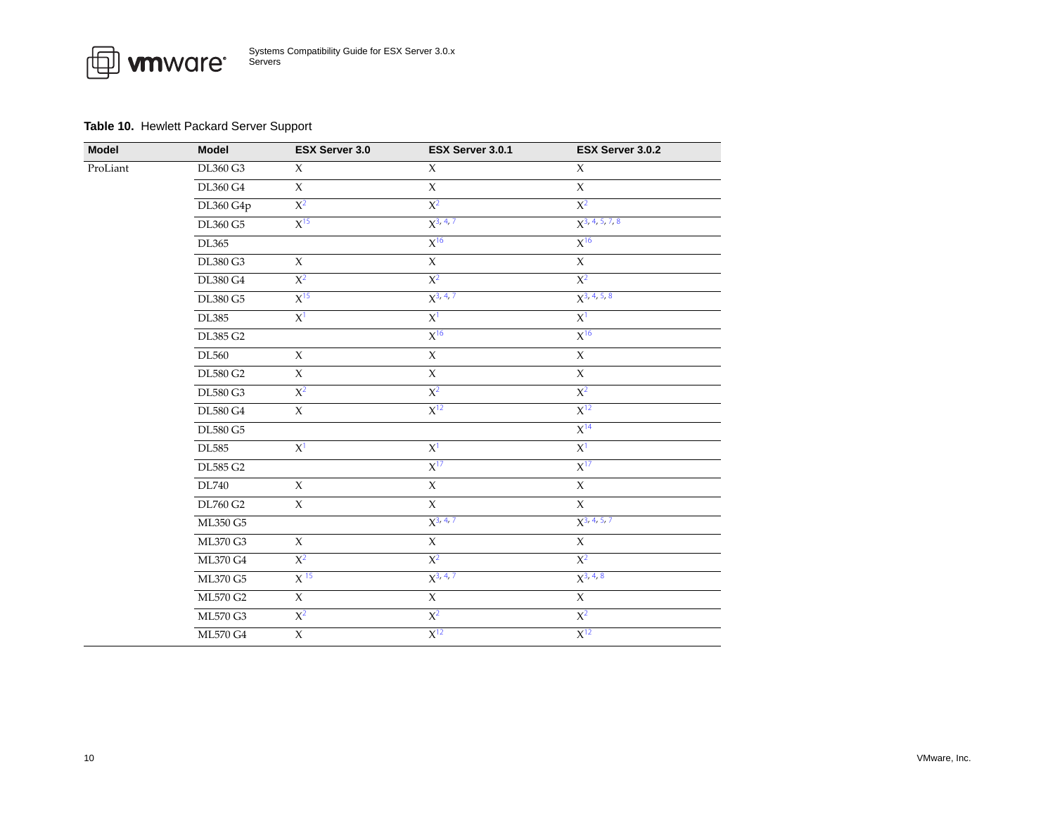**Table 10.** Hewlett Packard Server Support

| Model | Model | ESX Server 3.0 | ESX Server 3.0.1 | ESX Server 3.0.2 |
|---|---|---|---|---|
| ProLiant | DL360 G3 | X | X | X |
| | DL360 G4 | X | X | X |
| | DL360 G4p | X[2] | X[2] | X[2] |
| | DL360 G5 | X[15] | X[3, 4, 7] | X[3, 4, 5, 7, 8] |
| | DL365 | | X[16] | X[16] |
| | DL380 G3 | X | X | X |
| | DL380 G4 | X[2] | X[2] | X[2] |
| | DL380 G5 | X[15] | X[3, 4, 7] | X[3, 4, 5, 8] |
| | DL385 | X[1] | X[1] | X[1] |
| | DL385 G2 | | X[16] | X[16] |
| | DL560 | X | X | X |
| | DL580 G2 | X | X | X |
| | DL580 G3 | X[2] | X[2] | X[2] |
| | DL580 G4 | X | X[12] | X[12] |
| | DL580 G5 | | | X[14] |
| | DL585 | X[1] | X[1] | X[1] |
| | DL585 G2 | | X[17] | X[17] |
| | DL740 | X | X | X |
| | DL760 G2 | X | X | X |
| | ML350 G5 | | X[3, 4, 7] | X[3, 4, 5, 7] |
| | ML370 G3 | X | X | X |
| | ML370 G4 | X[2] | X[2] | X[2] |
| | ML370 G5 | X[15] | X[3, 4, 7] | X[3, 4, 8] |
| | ML570 G2 | X | X | X |
| | ML570 G3 | X[2] | X[2] | X[2] |
| | ML570 G4 | X | X[12] | X[12] |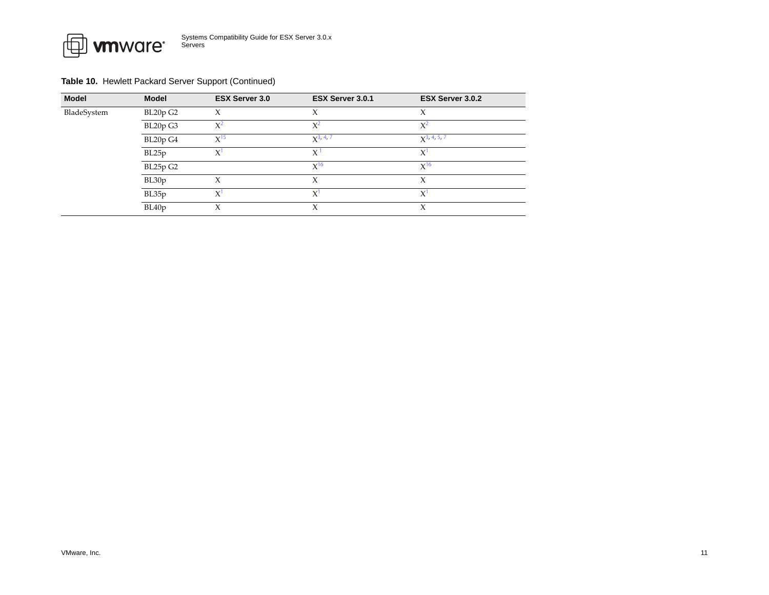**Table 10.** Hewlett Packard Server Support (Continued)

| Model | Model | ESX Server 3.0 | ESX Server 3.0.1 | ESX Server 3.0.2 |
|---|---|---|---|---|
| BladeSystem | BL20p G2 | X | X | X |
| | BL20p G3 | X[2] | X[2] | X[2] |
| | BL20p G4 | X[15] | X[3, 4, 7] | X[3, 4, 5, 7] |
| | BL25p | X[1] | X[1] | X[1] |
| | BL25p G2 | | X[16] | X[16] |
| | BL30p | X | X | X |
| | BL35p | X[1] | X[1] | X[1] |
| | BL40p | X | X | X |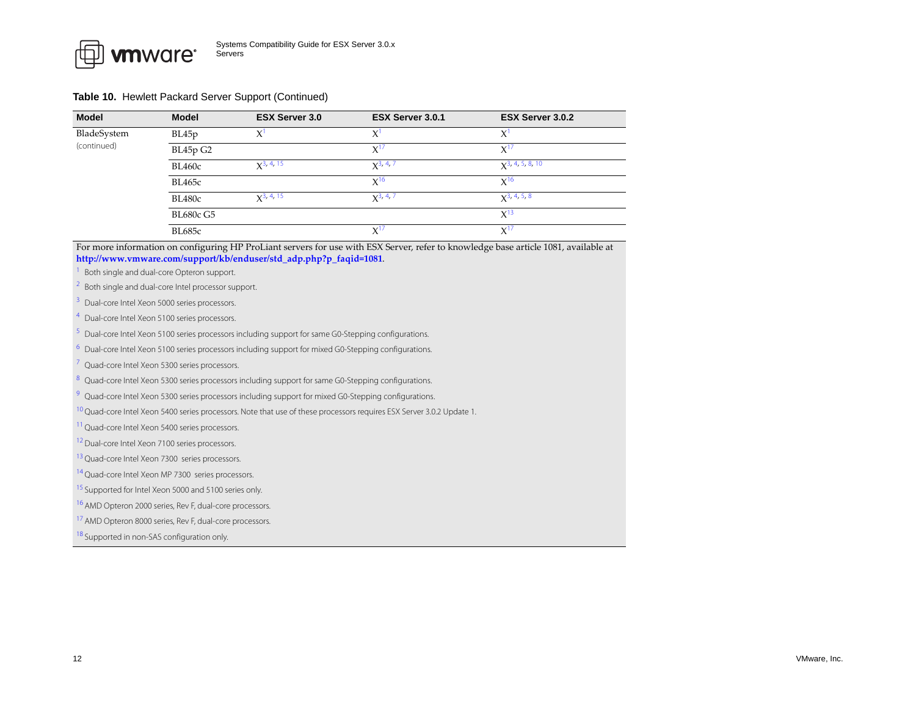**Table 10.** Hewlett Packard Server Support (Continued)

| Model | Model | ESX Server 3.0 | ESX Server 3.0.1 | ESX Server 3.0.2 |
|---|---|---|---|---|
| BladeSystem (continued) | BL45p | X[1] | X[1] | X[1] |
| | BL45p G2 | | X[17] | X[17] |
| | BL460c | X[3, 4, 15] | X[3, 4, 7] | X[3, 4, 5, 8, 10] |
| | BL465c | | X[16] | X[16] |
| | BL480c | X[3, 4, 15] | X[3, 4, 7] | X[3, 4, 5, 8] |
| | BL680c G5 | | | X[13] |
| | BL685c | | X[17] | X[17] |

For more information on configuring HP ProLiant servers for use with ESX Server, refer to knowledge base article 1081, available at **http://www.vmware.com/support/kb/enduser/std_adp.php?p_faqid=1081**.

[1] Both single and dual-core Opteron support.

[2] Both single and dual-core Intel processor support.

[3] Dual-core Intel Xeon 5000 series processors.

[4] Dual-core Intel Xeon 5100 series processors.

[5] Dual-core Intel Xeon 5100 series processors including support for same G0-Stepping configurations.

[6] Dual-core Intel Xeon 5100 series processors including support for mixed G0-Stepping configurations.

[7] Quad-core Intel Xeon 5300 series processors.

[8] Quad-core Intel Xeon 5300 series processors including support for same G0-Stepping configurations.

[9] Quad-core Intel Xeon 5300 series processors including support for mixed G0-Stepping configurations.

[10] Quad-core Intel Xeon 5400 series processors. Note that use of these processors requires ESX Server 3.0.2 Update 1.

[11] Quad-core Intel Xeon 5400 series processors.

[12] Dual-core Intel Xeon 7100 series processors.

[13] Quad-core Intel Xeon 7300 series processors.

[14] Quad-core Intel Xeon MP 7300 series processors.

[15] Supported for Intel Xeon 5000 and 5100 series only.

[16] AMD Opteron 2000 series, Rev F, dual-core processors.

[17] AMD Opteron 8000 series, Rev F, dual-core processors.

[18] Supported in non-SAS configuration only.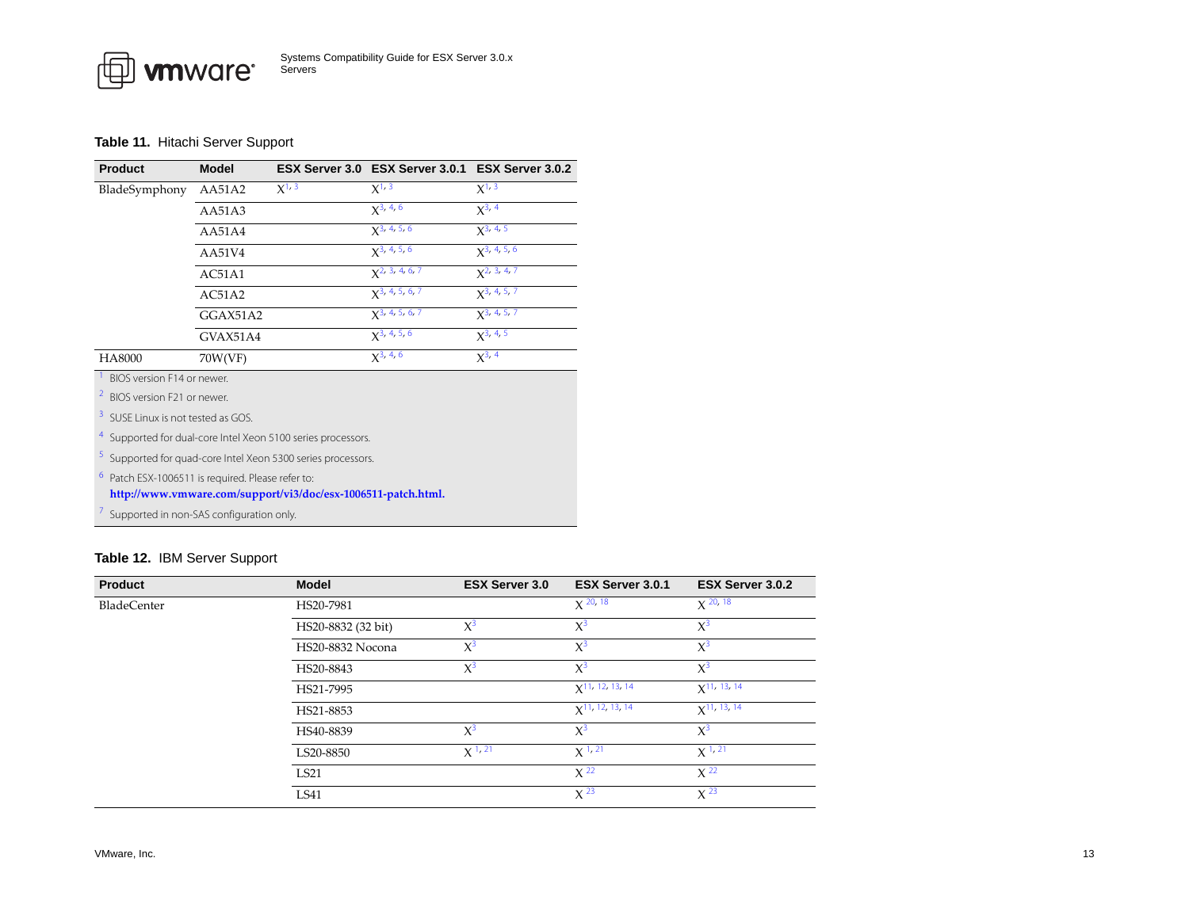**Table 11.** Hitachi Server Support

| Product | Model | ESX Server 3.0 | ESX Server 3.0.1 | ESX Server 3.0.2 |
|---|---|---|---|---|
| BladeSymphony | AA51A2 | X [1, 3] | X [1, 3] | X [1, 3] |
| | AA51A3 | | X [3, 4, 6] | X [3, 4] |
| | AA51A4 | | X [3, 4, 5, 6] | X [3, 4, 5] |
| | AA51V4 | | X [3, 4, 5, 6] | X [3, 4, 5, 6] |
| | AC51A1 | | X [2, 3, 4, 6, 7] | X [2, 3, 4, 7] |
| | AC51A2 | | X [3, 4, 5, 6, 7] | X [3, 4, 5, 7] |
| | GGAX51A2 | | X [3, 4, 5, 6, 7] | X [3, 4, 5, 7] |
| | GVAX51A4 | | X [3, 4, 5, 6] | X [3, 4, 5] |
| HA8000 | 70W(VF) | | X [3, 4, 6] | X [3, 4] |

[1] BIOS version F14 or newer.

[2] BIOS version F21 or newer.

[3] SUSE Linux is not tested as GOS.

[4] Supported for dual-core Intel Xeon 5100 series processors.

[5] Supported for quad-core Intel Xeon 5300 series processors.

[6] Patch ESX-1006511 is required. Please refer to: **http://www.vmware.com/support/vi3/doc/esx-1006511-patch.html.**

[7] Supported in non-SAS configuration only.

**Table 12.** IBM Server Support

| Product | Model | ESX Server 3.0 | ESX Server 3.0.1 | ESX Server 3.0.2 |
|---|---|---|---|---|
| BladeCenter | HS20-7981 | | X [20, 18] | X [20, 18] |
| | HS20-8832 (32 bit) | X [3] | X [3] | X [3] |
| | HS20-8832 Nocona | X [3] | X [3] | X [3] |
| | HS20-8843 | X [3] | X [3] | X [3] |
| | HS21-7995 | | X [11, 12, 13, 14] | X [11, 13, 14] |
| | HS21-8853 | | X [11, 12, 13, 14] | X [11, 13, 14] |
| | HS40-8839 | X [3] | X [3] | X [3] |
| | LS20-8850 | X [1, 21] | X [1, 21] | X [1, 21] |
| | LS21 | | X [22] | X [22] |
| | LS41 | | X [23] | X [23] |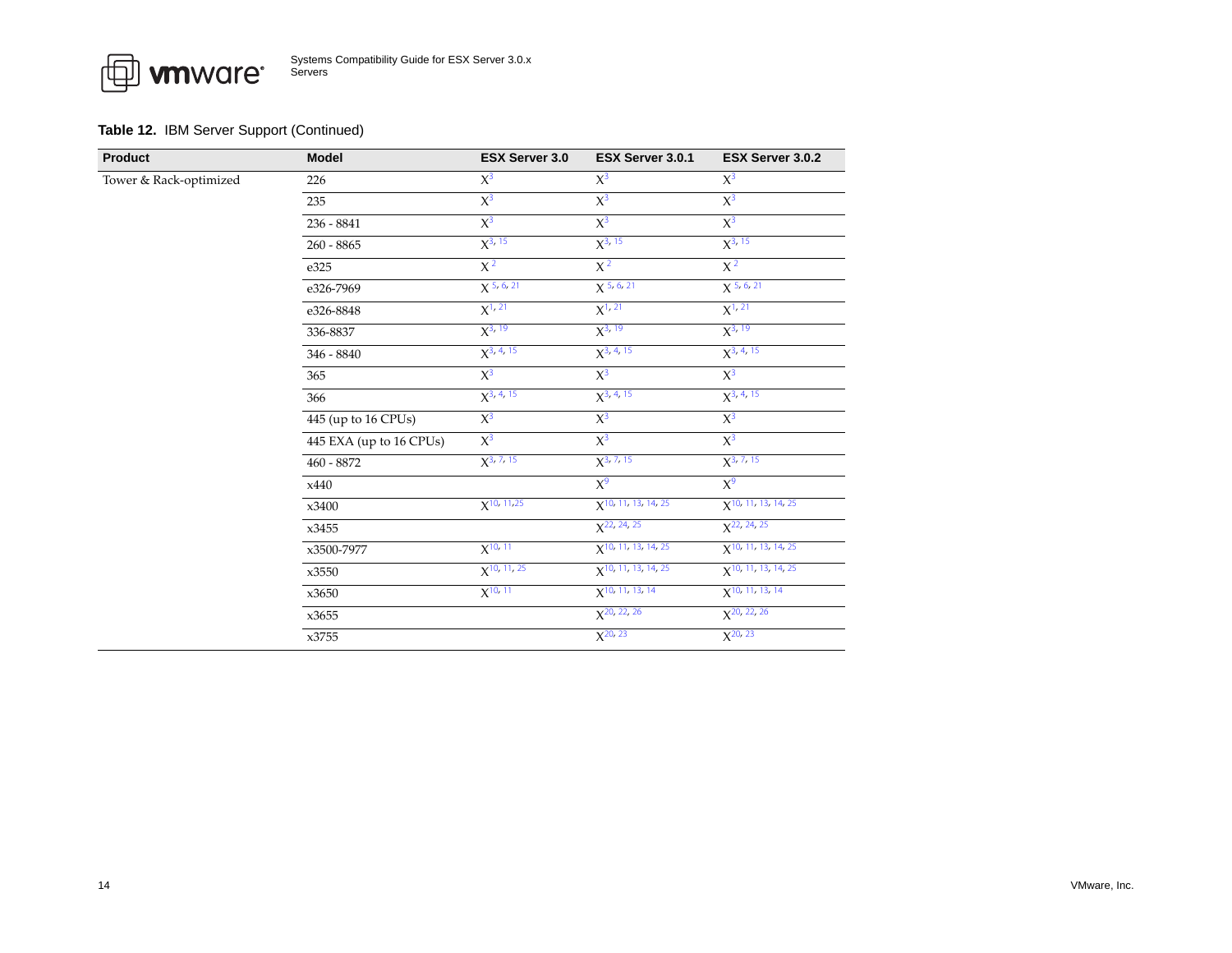**Table 12.** IBM Server Support (Continued)

| Product | Model | ESX Server 3.0 | ESX Server 3.0.1 | ESX Server 3.0.2 |
|---|---|---|---|---|
| Tower & Rack-optimized | 226 | X[3] | X[3] | X[3] |
| | 235 | X[3] | X[3] | X[3] |
| | 236 - 8841 | X[3] | X[3] | X[3] |
| | 260 - 8865 | X[3, 15] | X[3, 15] | X[3, 15] |
| | e325 | X[2] | X[2] | X[2] |
| | e326-7969 | X[5, 6, 21] | X[5, 6, 21] | X[5, 6, 21] |
| | e326-8848 | X[1, 21] | X[1, 21] | X[1, 21] |
| | 336-8837 | X[3, 19] | X[3, 19] | X[3, 19] |
| | 346 - 8840 | X[3, 4, 15] | X[3, 4, 15] | X[3, 4, 15] |
| | 365 | X[3] | X[3] | X[3] |
| | 366 | X[3, 4, 15] | X[3, 4, 15] | X[3, 4, 15] |
| | 445 (up to 16 CPUs) | X[3] | X[3] | X[3] |
| | 445 EXA (up to 16 CPUs) | X[3] | X[3] | X[3] |
| | 460 - 8872 | X[3, 7, 15] | X[3, 7, 15] | X[3, 7, 15] |
| | x440 | | X[9] | X[9] |
| | x3400 | X[10, 11,25] | X[10, 11, 13, 14, 25] | X[10, 11, 13, 14, 25] |
| | x3455 | | X[22, 24, 25] | X[22, 24, 25] |
| | x3500-7977 | X[10, 11] | X[10, 11, 13, 14, 25] | X[10, 11, 13, 14, 25] |
| | x3550 | X[10, 11, 25] | X[10, 11, 13, 14, 25] | X[10, 11, 13, 14, 25] |
| | x3650 | X[10, 11] | X[10, 11, 13, 14] | X[10, 11, 13, 14] |
| | x3655 | | X[20, 22, 26] | X[20, 22, 26] |
| | x3755 | | X[20, 23] | X[20, 23] |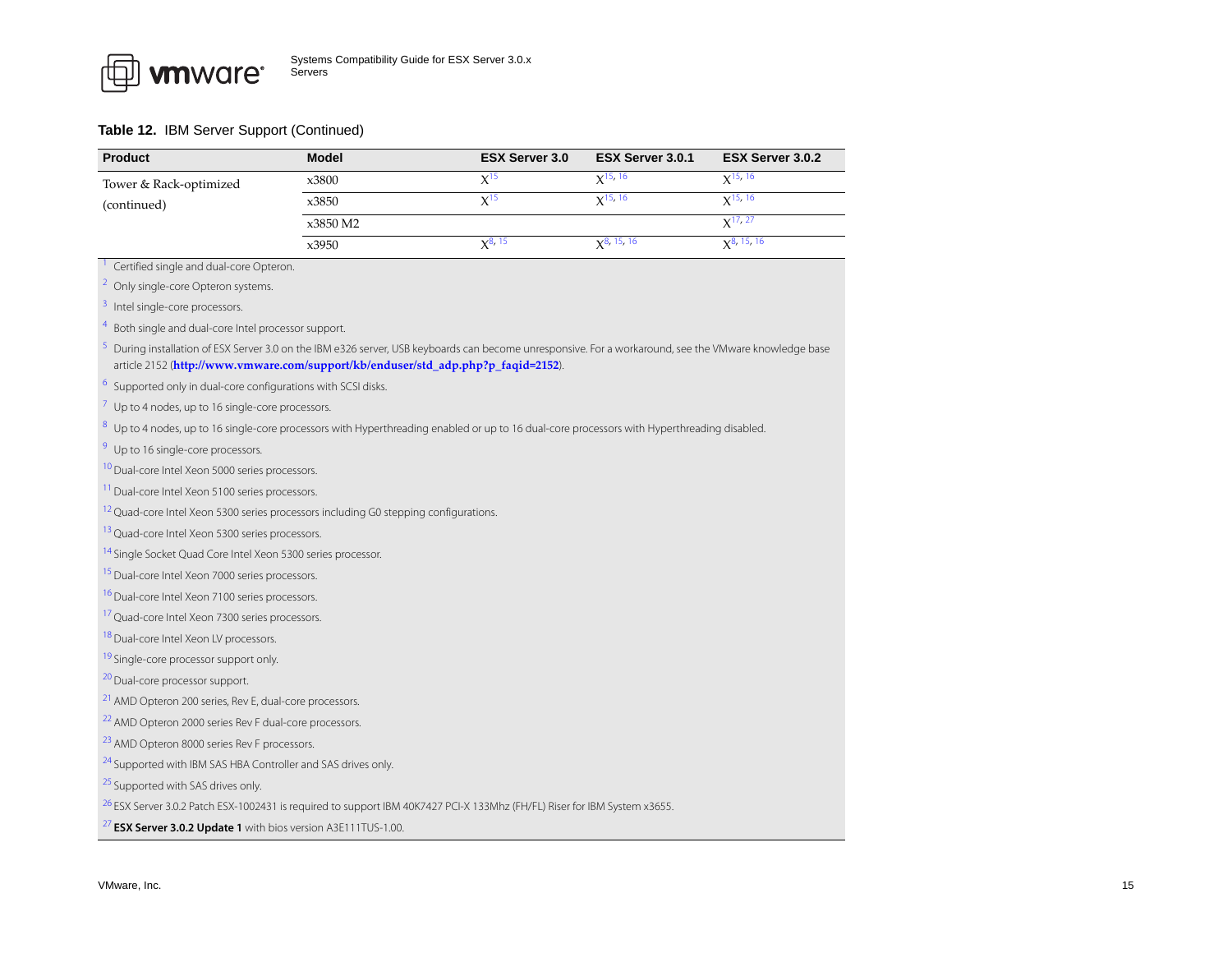**Table 12.** IBM Server Support (Continued)

| Product | Model | ESX Server 3.0 | ESX Server 3.0.1 | ESX Server 3.0.2 |
|---|---|---|---|---|
| Tower & Rack-optimized (continued) | x3800 | X[15] | X[15, 16] | X[15, 16] |
| | x3850 | X[15] | X[15, 16] | X[15, 16] |
| | x3850 M2 | | | X[17, 27] |
| | x3950 | X[8, 15] | X[8, 15, 16] | X[8, 15, 16] |

[1] Certified single and dual-core Opteron.

[2] Only single-core Opteron systems.

[3] Intel single-core processors.

[4] Both single and dual-core Intel processor support.

[5] During installation of ESX Server 3.0 on the IBM e326 server, USB keyboards can become unresponsive. For a workaround, see the VMware knowledge base article 2152 (**http://www.vmware.com/support/kb/enduser/std_adp.php?p_faqid=2152**).

[6] Supported only in dual-core configurations with SCSI disks.

[7] Up to 4 nodes, up to 16 single-core processors.

[8] Up to 4 nodes, up to 16 single-core processors with Hyperthreading enabled or up to 16 dual-core processors with Hyperthreading disabled.

[9] Up to 16 single-core processors.

[10] Dual-core Intel Xeon 5000 series processors.

[11] Dual-core Intel Xeon 5100 series processors.

[12] Quad-core Intel Xeon 5300 series processors including G0 stepping configurations.

[13] Quad-core Intel Xeon 5300 series processors.

[14] Single Socket Quad Core Intel Xeon 5300 series processor.

[15] Dual-core Intel Xeon 7000 series processors.

[16] Dual-core Intel Xeon 7100 series processors.

[17] Quad-core Intel Xeon 7300 series processors.

[18] Dual-core Intel Xeon LV processors.

[19] Single-core processor support only.

[20] Dual-core processor support.

[21] AMD Opteron 200 series, Rev E, dual-core processors.

[22] AMD Opteron 2000 series Rev F dual-core processors.

[23] AMD Opteron 8000 series Rev F processors.

[24] Supported with IBM SAS HBA Controller and SAS drives only.

[25] Supported with SAS drives only.

[26] ESX Server 3.0.2 Patch ESX-1002431 is required to support IBM 40K7427 PCI-X 133Mhz (FH/FL) Riser for IBM System x3655.

[27] **ESX Server 3.0.2 Update 1** with bios version A3E111TUS-1.00.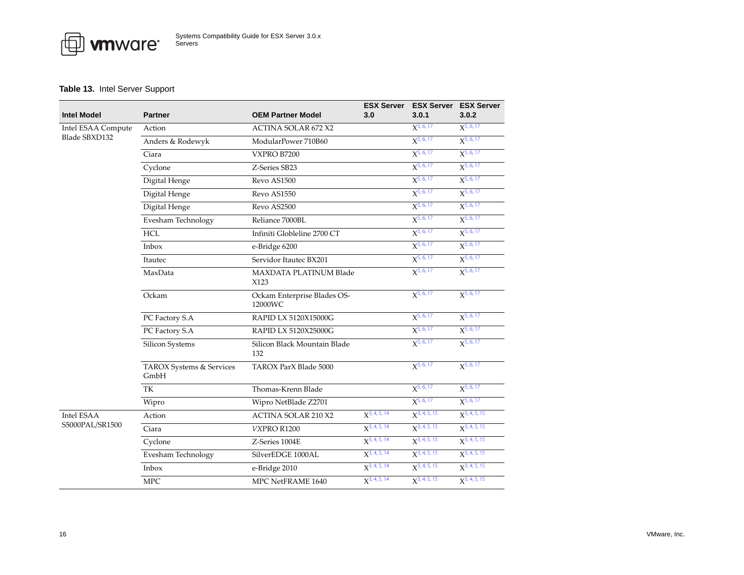**Table 13.** Intel Server Support

| Intel Model | Partner | OEM Partner Model | ESX Server 3.0 | ESX Server 3.0.1 | ESX Server 3.0.2 |
|---|---|---|---|---|---|
| Intel ESAA Compute Blade SBXD132 | Action | ACTINA SOLAR 672 X2 | | X[5, 6, 17] | X[5, 6, 17] |
| | Anders & Rodewyk | ModularPower 710B60 | | X[5, 6, 17] | X[5, 6, 17] |
| | Ciara | VXPRO B7200 | | X[5, 6, 17] | X[5, 6, 17] |
| | Cyclone | Z-Series SB23 | | X[5, 6, 17] | X[5, 6, 17] |
| | Digital Henge | Revo AS1500 | | X[5, 6, 17] | X[5, 6, 17] |
| | Digital Henge | Revo AS1550 | | X[5, 6, 17] | X[5, 6, 17] |
| | Digital Henge | Revo AS2500 | | X[5, 6, 17] | X[5, 6, 17] |
| | Evesham Technology | Reliance 7000BL | | X[5, 6, 17] | X[5, 6, 17] |
| | HCL | Infiniti Globleline 2700 CT | | X[5, 6, 17] | X[5, 6, 17] |
| | Inbox | e-Bridge 6200 | | X[5, 6, 17] | X[5, 6, 17] |
| | Itautec | Servidor Itautec BX201 | | X[5, 6, 17] | X[5, 6, 17] |
| | MaxData | MAXDATA PLATINUM Blade X123 | | X[5, 6, 17] | X[5, 6, 17] |
| | Ockam | Ockam Enterprise Blades OS-12000WC | | X[5, 6, 17] | X[5, 6, 17] |
| | PC Factory S.A | RAPID LX 5120X15000G | | X[5, 6, 17] | X[5, 6, 17] |
| | PC Factory S.A | RAPID LX 5120X25000G | | X[5, 6, 17] | X[5, 6, 17] |
| | Silicon Systems | Silicon Black Mountain Blade 132 | | X[5, 6, 17] | X[5, 6, 17] |
| | TAROX Systems & Services GmbH | TAROX ParX Blade 5000 | | X[5, 6, 17] | X[5, 6, 17] |
| | TK | Thomas-Krenn Blade | | X[5, 6, 17] | X[5, 6, 17] |
| | Wipro | Wipro NetBlade Z2701 | | X[5, 6, 17] | X[5, 6, 17] |
| Intel ESAA S5000PAL/SR1500 | Action | ACTINA SOLAR 210 X2 | X[3, 4, 5, 14] | X[3, 4, 5, 15] | X[3, 4, 5, 15] |
| | Ciara | *VXPRO* R1200 | X[3, 4, 5, 14] | X[3, 4, 5, 15] | X[3, 4, 5, 15] |
| | Cyclone | Z-Series 1004E | X[3, 4, 5, 14] | X[3, 4, 5, 15] | X[3, 4, 5, 15] |
| | Evesham Technology | SilverEDGE 1000AL | X[3, 4, 5, 14] | X[3, 4, 5, 15] | X[3, 4, 5, 15] |
| | Inbox | e-Bridge 2010 | X[3, 4, 5, 14] | X[3, 4, 5, 15] | X[3, 4, 5, 15] |
| | MPC | MPC NetFRAME 1640 | X[3, 4, 5, 14] | X[3, 4, 5, 15] | X[3, 4, 5, 15] |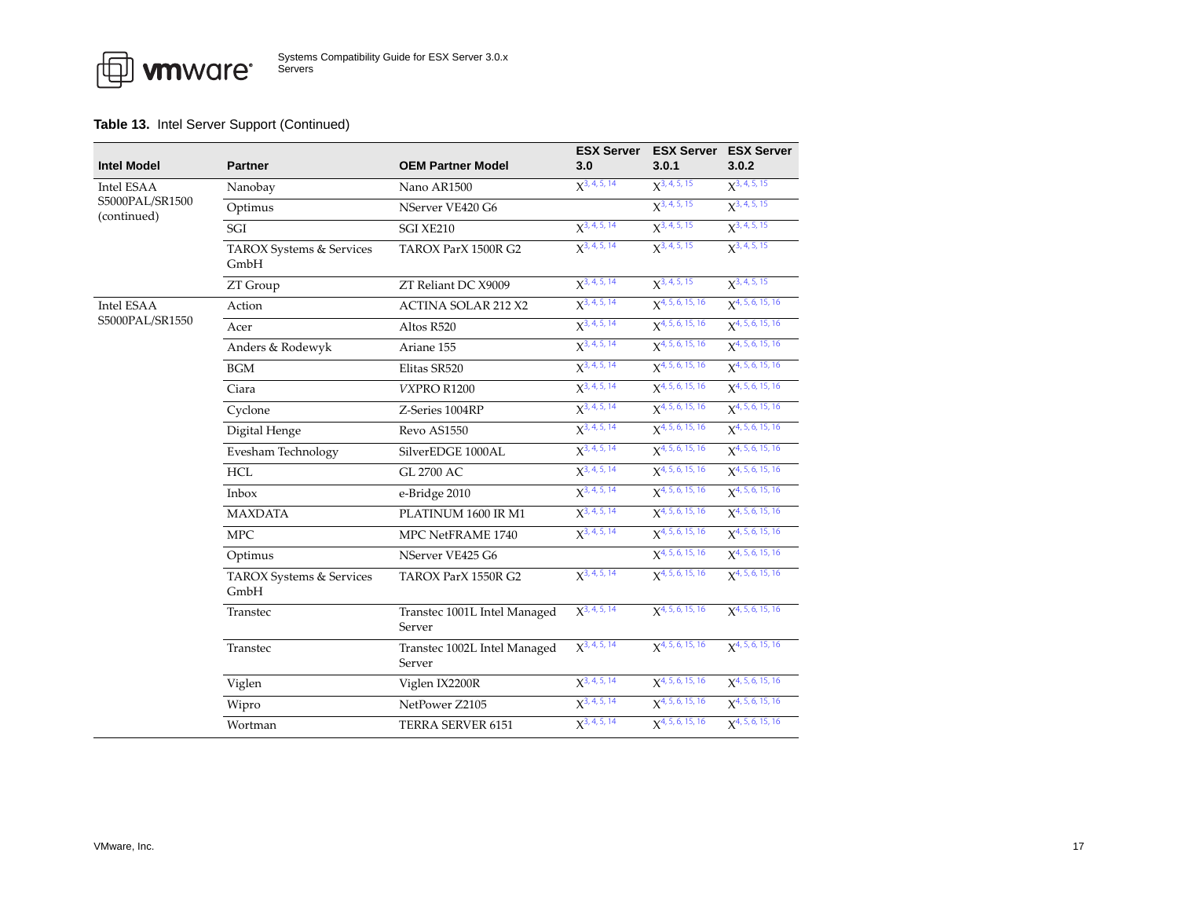**Table 13.** Intel Server Support (Continued)

| Intel Model | Partner | OEM Partner Model | ESX Server 3.0 | ESX Server 3.0.1 | ESX Server 3.0.2 |
|---|---|---|---|---|---|
| Intel ESAA S5000PAL/SR1500 (continued) | Nanobay | Nano AR1500 | X[3, 4, 5, 14] | X[3, 4, 5, 15] | X[3, 4, 5, 15] |
| | Optimus | NServer VE420 G6 | | X[3, 4, 5, 15] | X[3, 4, 5, 15] |
| | SGI | SGI XE210 | X[3, 4, 5, 14] | X[3, 4, 5, 15] | X[3, 4, 5, 15] |
| | TAROX Systems & Services GmbH | TAROX ParX 1500R G2 | X[3, 4, 5, 14] | X[3, 4, 5, 15] | X[3, 4, 5, 15] |
| | ZT Group | ZT Reliant DC X9009 | X[3, 4, 5, 14] | X[3, 4, 5, 15] | X[3, 4, 5, 15] |
| Intel ESAA S5000PAL/SR1550 | Action | ACTINA SOLAR 212 X2 | X[3, 4, 5, 14] | X[4, 5, 6, 15, 16] | X[4, 5, 6, 15, 16] |
| | Acer | Altos R520 | X[3, 4, 5, 14] | X[4, 5, 6, 15, 16] | X[4, 5, 6, 15, 16] |
| | Anders & Rodewyk | Ariane 155 | X[3, 4, 5, 14] | X[4, 5, 6, 15, 16] | X[4, 5, 6, 15, 16] |
| | BGM | Elitas SR520 | X[3, 4, 5, 14] | X[4, 5, 6, 15, 16] | X[4, 5, 6, 15, 16] |
| | Ciara | *VX*PRO R1200 | X[3, 4, 5, 14] | X[4, 5, 6, 15, 16] | X[4, 5, 6, 15, 16] |
| | Cyclone | Z-Series 1004RP | X[3, 4, 5, 14] | X[4, 5, 6, 15, 16] | X[4, 5, 6, 15, 16] |
| | Digital Henge | Revo AS1550 | X[3, 4, 5, 14] | X[4, 5, 6, 15, 16] | X[4, 5, 6, 15, 16] |
| | Evesham Technology | SilverEDGE 1000AL | X[3, 4, 5, 14] | X[4, 5, 6, 15, 16] | X[4, 5, 6, 15, 16] |
| | HCL | GL 2700 AC | X[3, 4, 5, 14] | X[4, 5, 6, 15, 16] | X[4, 5, 6, 15, 16] |
| | Inbox | e-Bridge 2010 | X[3, 4, 5, 14] | X[4, 5, 6, 15, 16] | X[4, 5, 6, 15, 16] |
| | MAXDATA | PLATINUM 1600 IR M1 | X[3, 4, 5, 14] | X[4, 5, 6, 15, 16] | X[4, 5, 6, 15, 16] |
| | MPC | MPC NetFRAME 1740 | X[3, 4, 5, 14] | X[4, 5, 6, 15, 16] | X[4, 5, 6, 15, 16] |
| | Optimus | NServer VE425 G6 | | X[4, 5, 6, 15, 16] | X[4, 5, 6, 15, 16] |
| | TAROX Systems & Services GmbH | TAROX ParX 1550R G2 | X[3, 4, 5, 14] | X[4, 5, 6, 15, 16] | X[4, 5, 6, 15, 16] |
| | Transtec | Transtec 1001L Intel Managed Server | X[3, 4, 5, 14] | X[4, 5, 6, 15, 16] | X[4, 5, 6, 15, 16] |
| | Transtec | Transtec 1002L Intel Managed Server | X[3, 4, 5, 14] | X[4, 5, 6, 15, 16] | X[4, 5, 6, 15, 16] |
| | Viglen | Viglen IX2200R | X[3, 4, 5, 14] | X[4, 5, 6, 15, 16] | X[4, 5, 6, 15, 16] |
| | Wipro | NetPower Z2105 | X[3, 4, 5, 14] | X[4, 5, 6, 15, 16] | X[4, 5, 6, 15, 16] |
| | Wortman | TERRA SERVER 6151 | X[3, 4, 5, 14] | X[4, 5, 6, 15, 16] | X[4, 5, 6, 15, 16] |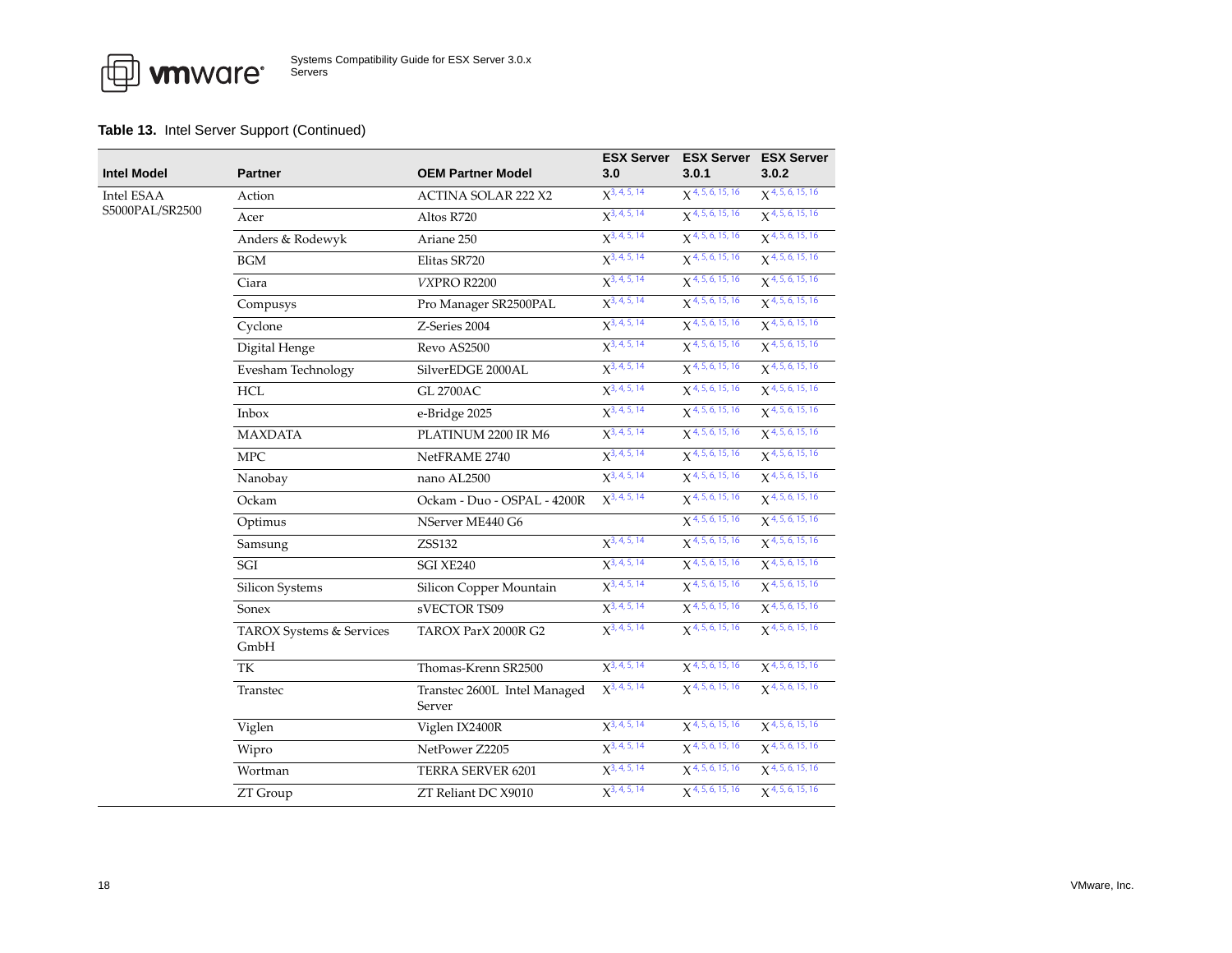**Table 13.** Intel Server Support (Continued)

| Intel Model | Partner | OEM Partner Model | ESX Server 3.0 | ESX Server 3.0.1 | ESX Server 3.0.2 |
|---|---|---|---|---|---|
| Intel ESAA S5000PAL/SR2500 | Action | ACTINA SOLAR 222 X2 | X[3, 4, 5, 14] | X[4, 5, 6, 15, 16] | X[4, 5, 6, 15, 16] |
| | Acer | Altos R720 | X[3, 4, 5, 14] | X[4, 5, 6, 15, 16] | X[4, 5, 6, 15, 16] |
| | Anders & Rodewyk | Ariane 250 | X[3, 4, 5, 14] | X[4, 5, 6, 15, 16] | X[4, 5, 6, 15, 16] |
| | BGM | Elitas SR720 | X[3, 4, 5, 14] | X[4, 5, 6, 15, 16] | X[4, 5, 6, 15, 16] |
| | Ciara | *VX*PRO R2200 | X[3, 4, 5, 14] | X[4, 5, 6, 15, 16] | X[4, 5, 6, 15, 16] |
| | Compusys | Pro Manager SR2500PAL | X[3, 4, 5, 14] | X[4, 5, 6, 15, 16] | X[4, 5, 6, 15, 16] |
| | Cyclone | Z-Series 2004 | X[3, 4, 5, 14] | X[4, 5, 6, 15, 16] | X[4, 5, 6, 15, 16] |
| | Digital Henge | Revo AS2500 | X[3, 4, 5, 14] | X[4, 5, 6, 15, 16] | X[4, 5, 6, 15, 16] |
| | Evesham Technology | SilverEDGE 2000AL | X[3, 4, 5, 14] | X[4, 5, 6, 15, 16] | X[4, 5, 6, 15, 16] |
| | HCL | GL 2700AC | X[3, 4, 5, 14] | X[4, 5, 6, 15, 16] | X[4, 5, 6, 15, 16] |
| | Inbox | e-Bridge 2025 | X[3, 4, 5, 14] | X[4, 5, 6, 15, 16] | X[4, 5, 6, 15, 16] |
| | MAXDATA | PLATINUM 2200 IR M6 | X[3, 4, 5, 14] | X[4, 5, 6, 15, 16] | X[4, 5, 6, 15, 16] |
| | MPC | NetFRAME 2740 | X[3, 4, 5, 14] | X[4, 5, 6, 15, 16] | X[4, 5, 6, 15, 16] |
| | Nanobay | nano AL2500 | X[3, 4, 5, 14] | X[4, 5, 6, 15, 16] | X[4, 5, 6, 15, 16] |
| | Ockam | Ockam - Duo - OSPAL - 4200R | X[3, 4, 5, 14] | X[4, 5, 6, 15, 16] | X[4, 5, 6, 15, 16] |
| | Optimus | NServer ME440 G6 | | X[4, 5, 6, 15, 16] | X[4, 5, 6, 15, 16] |
| | Samsung | ZSS132 | X[3, 4, 5, 14] | X[4, 5, 6, 15, 16] | X[4, 5, 6, 15, 16] |
| | SGI | SGI XE240 | X[3, 4, 5, 14] | X[4, 5, 6, 15, 16] | X[4, 5, 6, 15, 16] |
| | Silicon Systems | Silicon Copper Mountain | X[3, 4, 5, 14] | X[4, 5, 6, 15, 16] | X[4, 5, 6, 15, 16] |
| | Sonex | sVECTOR TS09 | X[3, 4, 5, 14] | X[4, 5, 6, 15, 16] | X[4, 5, 6, 15, 16] |
| | TAROX Systems & Services GmbH | TAROX ParX 2000R G2 | X[3, 4, 5, 14] | X[4, 5, 6, 15, 16] | X[4, 5, 6, 15, 16] |
| | TK | Thomas-Krenn SR2500 | X[3, 4, 5, 14] | X[4, 5, 6, 15, 16] | X[4, 5, 6, 15, 16] |
| | Transtec | Transtec 2600L Intel Managed Server | X[3, 4, 5, 14] | X[4, 5, 6, 15, 16] | X[4, 5, 6, 15, 16] |
| | Viglen | Viglen IX2400R | X[3, 4, 5, 14] | X[4, 5, 6, 15, 16] | X[4, 5, 6, 15, 16] |
| | Wipro | NetPower Z2205 | X[3, 4, 5, 14] | X[4, 5, 6, 15, 16] | X[4, 5, 6, 15, 16] |
| | Wortman | TERRA SERVER 6201 | X[3, 4, 5, 14] | X[4, 5, 6, 15, 16] | X[4, 5, 6, 15, 16] |
| | ZT Group | ZT Reliant DC X9010 | X[3, 4, 5, 14] | X[4, 5, 6, 15, 16] | X[4, 5, 6, 15, 16] |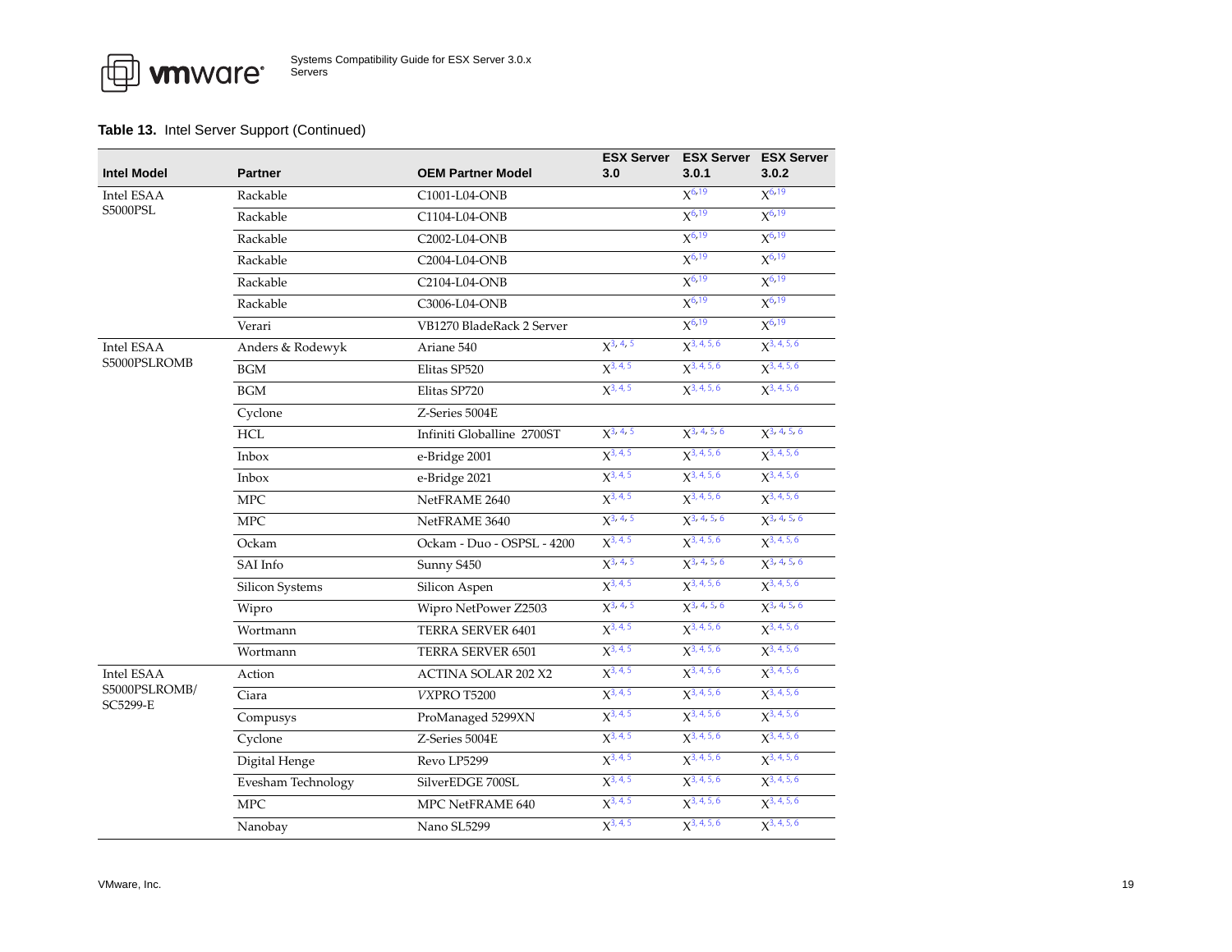**Table 13.** Intel Server Support (Continued)

| Intel Model | Partner | OEM Partner Model | ESX Server 3.0 | ESX Server 3.0.1 | ESX Server 3.0.2 |
|---|---|---|---|---|---|
| Intel ESAA S5000PSL | Rackable | C1001-L04-ONB | | X[6,19] | X[6,19] |
| | Rackable | C1104-L04-ONB | | X[6,19] | X[6,19] |
| | Rackable | C2002-L04-ONB | | X[6,19] | X[6,19] |
| | Rackable | C2004-L04-ONB | | X[6,19] | X[6,19] |
| | Rackable | C2104-L04-ONB | | X[6,19] | X[6,19] |
| | Rackable | C3006-L04-ONB | | X[6,19] | X[6,19] |
| | Verari | VB1270 BladeRack 2 Server | | X[6,19] | X[6,19] |
| Intel ESAA S5000PSLROMB | Anders & Rodewyk | Ariane 540 | X[3,4,5] | X[3,4,5,6] | X[3,4,5,6] |
| | BGM | Elitas SP520 | X[3,4,5] | X[3,4,5,6] | X[3,4,5,6] |
| | BGM | Elitas SP720 | X[3,4,5] | X[3,4,5,6] | X[3,4,5,6] |
| | Cyclone | Z-Series 5004E | | | |
| | HCL | Infiniti Globalline 2700ST | X[3,4,5] | X[3,4,5,6] | X[3,4,5,6] |
| | Inbox | e-Bridge 2001 | X[3,4,5] | X[3,4,5,6] | X[3,4,5,6] |
| | Inbox | e-Bridge 2021 | X[3,4,5] | X[3,4,5,6] | X[3,4,5,6] |
| | MPC | NetFRAME 2640 | X[3,4,5] | X[3,4,5,6] | X[3,4,5,6] |
| | MPC | NetFRAME 3640 | X[3,4,5] | X[3,4,5,6] | X[3,4,5,6] |
| | Ockam | Ockam - Duo - OSPSL - 4200 | X[3,4,5] | X[3,4,5,6] | X[3,4,5,6] |
| | SAI Info | Sunny S450 | X[3,4,5] | X[3,4,5,6] | X[3,4,5,6] |
| | Silicon Systems | Silicon Aspen | X[3,4,5] | X[3,4,5,6] | X[3,4,5,6] |
| | Wipro | Wipro NetPower Z2503 | X[3,4,5] | X[3,4,5,6] | X[3,4,5,6] |
| | Wortmann | TERRA SERVER 6401 | X[3,4,5] | X[3,4,5,6] | X[3,4,5,6] |
| | Wortmann | TERRA SERVER 6501 | X[3,4,5] | X[3,4,5,6] | X[3,4,5,6] |
| Intel ESAA S5000PSLROMB/ SC5299-E | Action | ACTINA SOLAR 202 X2 | X[3,4,5] | X[3,4,5,6] | X[3,4,5,6] |
| | Ciara | *VX*PRO T5200 | X[3,4,5] | X[3,4,5,6] | X[3,4,5,6] |
| | Compusys | ProManaged 5299XN | X[3,4,5] | X[3,4,5,6] | X[3,4,5,6] |
| | Cyclone | Z-Series 5004E | X[3,4,5] | X[3,4,5,6] | X[3,4,5,6] |
| | Digital Henge | Revo LP5299 | X[3,4,5] | X[3,4,5,6] | X[3,4,5,6] |
| | Evesham Technology | SilverEDGE 700SL | X[3,4,5] | X[3,4,5,6] | X[3,4,5,6] |
| | MPC | MPC NetFRAME 640 | X[3,4,5] | X[3,4,5,6] | X[3,4,5,6] |
| | Nanobay | Nano SL5299 | X[3,4,5] | X[3,4,5,6] | X[3,4,5,6] |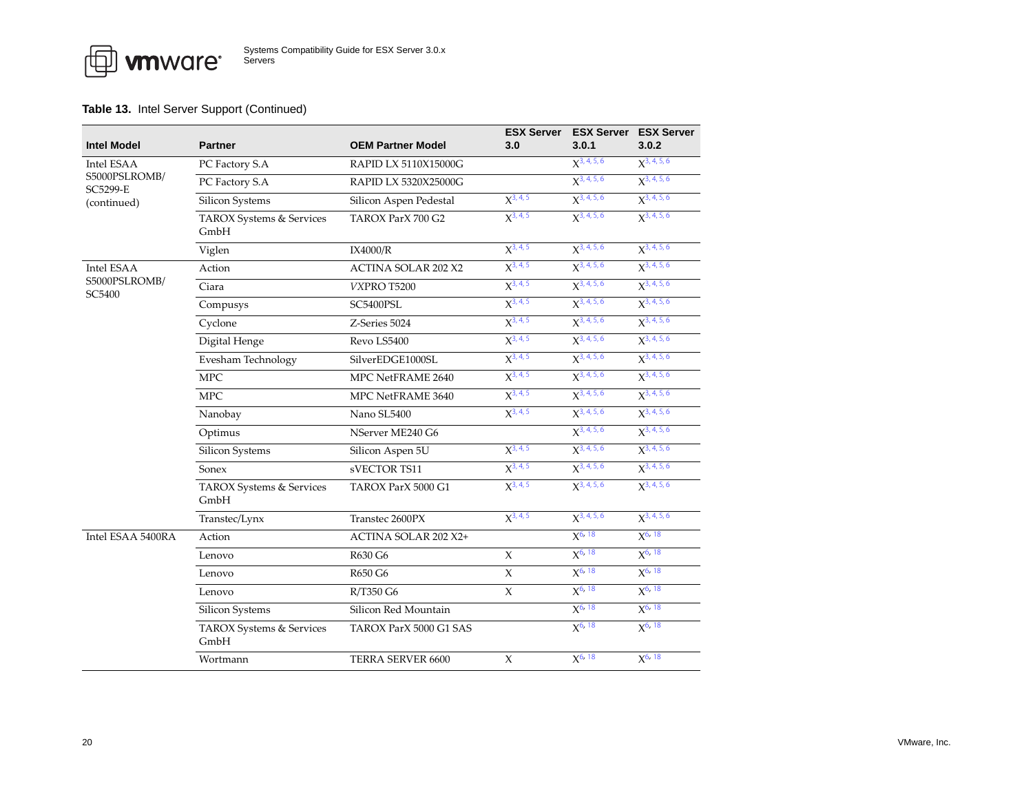**Table 13.** Intel Server Support (Continued)

| Intel Model | Partner | OEM Partner Model | ESX Server 3.0 | ESX Server 3.0.1 | ESX Server 3.0.2 |
|---|---|---|---|---|---|
| Intel ESAA S5000PSLROMB/ SC5299-E (continued) | PC Factory S.A | RAPID LX 5110X15000G | | X[3, 4, 5, 6] | X[3, 4, 5, 6] |
| | PC Factory S.A | RAPID LX 5320X25000G | | X[3, 4, 5, 6] | X[3, 4, 5, 6] |
| | Silicon Systems | Silicon Aspen Pedestal | X[3, 4, 5] | X[3, 4, 5, 6] | X[3, 4, 5, 6] |
| | TAROX Systems & Services GmbH | TAROX ParX 700 G2 | X[3, 4, 5] | X[3, 4, 5, 6] | X[3, 4, 5, 6] |
| | Viglen | IX4000/R | X[3, 4, 5] | X[3, 4, 5, 6] | X[3, 4, 5, 6] |
| Intel ESAA S5000PSLROMB/ SC5400 | Action | ACTINA SOLAR 202 X2 | X[3, 4, 5] | X[3, 4, 5, 6] | X[3, 4, 5, 6] |
| | Ciara | *VX*PRO T5200 | X[3, 4, 5] | X[3, 4, 5, 6] | X[3, 4, 5, 6] |
| | Compusys | SC5400PSL | X[3, 4, 5] | X[3, 4, 5, 6] | X[3, 4, 5, 6] |
| | Cyclone | Z-Series 5024 | X[3, 4, 5] | X[3, 4, 5, 6] | X[3, 4, 5, 6] |
| | Digital Henge | Revo LS5400 | X[3, 4, 5] | X[3, 4, 5, 6] | X[3, 4, 5, 6] |
| | Evesham Technology | SilverEDGE1000SL | X[3, 4, 5] | X[3, 4, 5, 6] | X[3, 4, 5, 6] |
| | MPC | MPC NetFRAME 2640 | X[3, 4, 5] | X[3, 4, 5, 6] | X[3, 4, 5, 6] |
| | MPC | MPC NetFRAME 3640 | X[3, 4, 5] | X[3, 4, 5, 6] | X[3, 4, 5, 6] |
| | Nanobay | Nano SL5400 | X[3, 4, 5] | X[3, 4, 5, 6] | X[3, 4, 5, 6] |
| | Optimus | NServer ME240 G6 | | X[3, 4, 5, 6] | X[3, 4, 5, 6] |
| | Silicon Systems | Silicon Aspen 5U | X[3, 4, 5] | X[3, 4, 5, 6] | X[3, 4, 5, 6] |
| | Sonex | sVECTOR TS11 | X[3, 4, 5] | X[3, 4, 5, 6] | X[3, 4, 5, 6] |
| | TAROX Systems & Services GmbH | TAROX ParX 5000 G1 | X[3, 4, 5] | X[3, 4, 5, 6] | X[3, 4, 5, 6] |
| | Transtec/Lynx | Transtec 2600PX | X[3, 4, 5] | X[3, 4, 5, 6] | X[3, 4, 5, 6] |
| Intel ESAA 5400RA | Action | ACTINA SOLAR 202 X2+ | | X[6, 18] | X[6, 18] |
| | Lenovo | R630 G6 | X | X[6, 18] | X[6, 18] |
| | Lenovo | R650 G6 | X | X[6, 18] | X[6, 18] |
| | Lenovo | R/T350 G6 | X | X[6, 18] | X[6, 18] |
| | Silicon Systems | Silicon Red Mountain | | X[6, 18] | X[6, 18] |
| | TAROX Systems & Services GmbH | TAROX ParX 5000 G1 SAS | | X[6, 18] | X[6, 18] |
| | Wortmann | TERRA SERVER 6600 | X | X[6, 18] | X[6, 18] |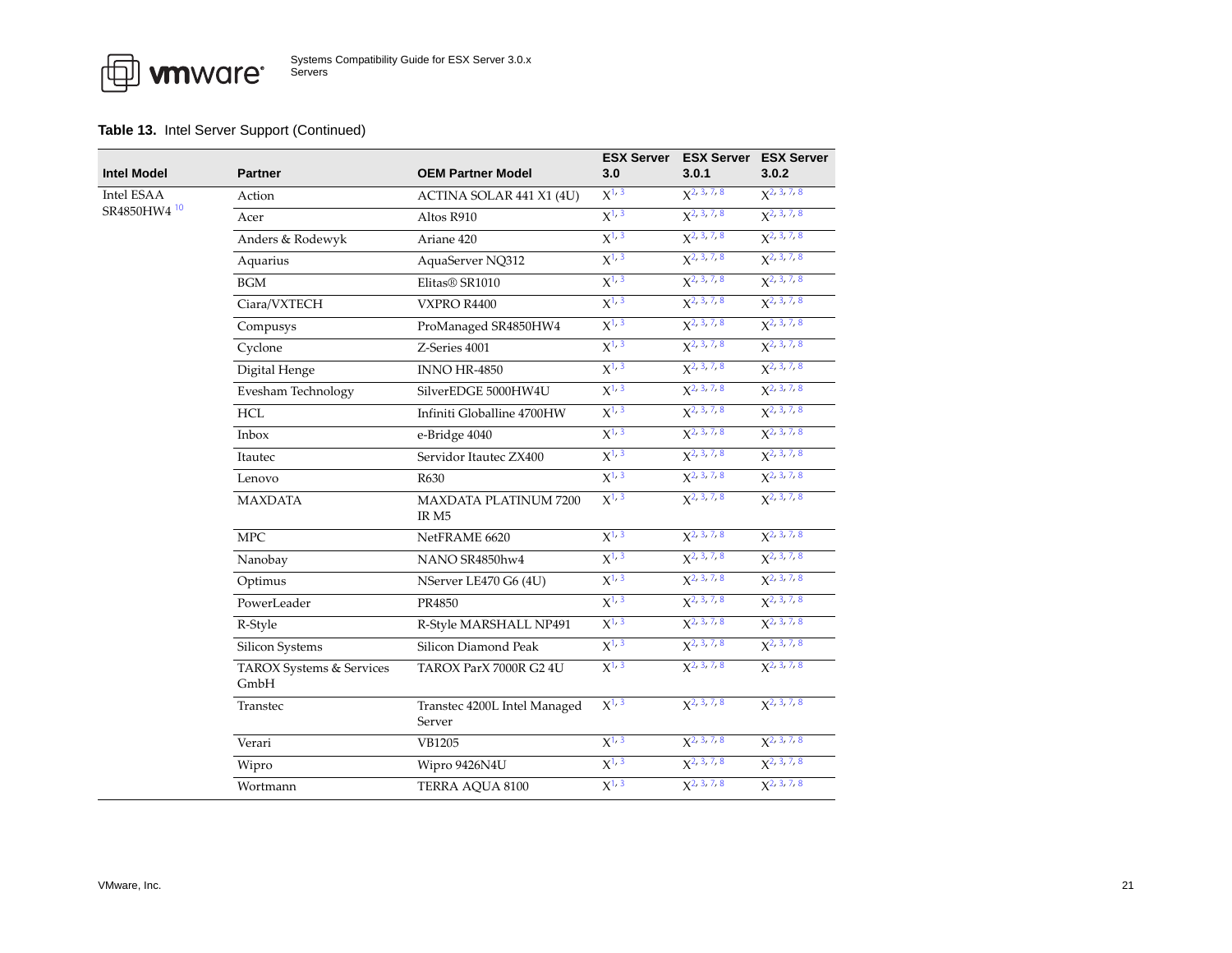**Table 13.** Intel Server Support (Continued)

| Intel Model | Partner | OEM Partner Model | ESX Server 3.0 | ESX Server 3.0.1 | ESX Server 3.0.2 |
|---|---|---|---|---|---|
| Intel ESAA SR4850HW4 [10] | Action | ACTINA SOLAR 441 X1 (4U) | X[1, 3] | X[2, 3, 7, 8] | X[2, 3, 7, 8] |
| | Acer | Altos R910 | X[1, 3] | X[2, 3, 7, 8] | X[2, 3, 7, 8] |
| | Anders & Rodewyk | Ariane 420 | X[1, 3] | X[2, 3, 7, 8] | X[2, 3, 7, 8] |
| | Aquarius | AquaServer NQ312 | X[1, 3] | X[2, 3, 7, 8] | X[2, 3, 7, 8] |
| | BGM | Elitas® SR1010 | X[1, 3] | X[2, 3, 7, 8] | X[2, 3, 7, 8] |
| | Ciara/VXTECH | VXPRO R4400 | X[1, 3] | X[2, 3, 7, 8] | X[2, 3, 7, 8] |
| | Compusys | ProManaged SR4850HW4 | X[1, 3] | X[2, 3, 7, 8] | X[2, 3, 7, 8] |
| | Cyclone | Z-Series 4001 | X[1, 3] | X[2, 3, 7, 8] | X[2, 3, 7, 8] |
| | Digital Henge | INNO HR-4850 | X[1, 3] | X[2, 3, 7, 8] | X[2, 3, 7, 8] |
| | Evesham Technology | SilverEDGE 5000HW4U | X[1, 3] | X[2, 3, 7, 8] | X[2, 3, 7, 8] |
| | HCL | Infiniti Globalline 4700HW | X[1, 3] | X[2, 3, 7, 8] | X[2, 3, 7, 8] |
| | Inbox | e-Bridge 4040 | X[1, 3] | X[2, 3, 7, 8] | X[2, 3, 7, 8] |
| | Itautec | Servidor Itautec ZX400 | X[1, 3] | X[2, 3, 7, 8] | X[2, 3, 7, 8] |
| | Lenovo | R630 | X[1, 3] | X[2, 3, 7, 8] | X[2, 3, 7, 8] |
| | MAXDATA | MAXDATA PLATINUM 7200 IR M5 | X[1, 3] | X[2, 3, 7, 8] | X[2, 3, 7, 8] |
| | MPC | NetFRAME 6620 | X[1, 3] | X[2, 3, 7, 8] | X[2, 3, 7, 8] |
| | Nanobay | NANO SR4850hw4 | X[1, 3] | X[2, 3, 7, 8] | X[2, 3, 7, 8] |
| | Optimus | NServer LE470 G6 (4U) | X[1, 3] | X[2, 3, 7, 8] | X[2, 3, 7, 8] |
| | PowerLeader | PR4850 | X[1, 3] | X[2, 3, 7, 8] | X[2, 3, 7, 8] |
| | R-Style | R-Style MARSHALL NP491 | X[1, 3] | X[2, 3, 7, 8] | X[2, 3, 7, 8] |
| | Silicon Systems | Silicon Diamond Peak | X[1, 3] | X[2, 3, 7, 8] | X[2, 3, 7, 8] |
| | TAROX Systems & Services GmbH | TAROX ParX 7000R G2 4U | X[1, 3] | X[2, 3, 7, 8] | X[2, 3, 7, 8] |
| | Transtec | Transtec 4200L Intel Managed Server | X[1, 3] | X[2, 3, 7, 8] | X[2, 3, 7, 8] |
| | Verari | VB1205 | X[1, 3] | X[2, 3, 7, 8] | X[2, 3, 7, 8] |
| | Wipro | Wipro 9426N4U | X[1, 3] | X[2, 3, 7, 8] | X[2, 3, 7, 8] |
| | Wortmann | TERRA AQUA 8100 | X[1, 3] | X[2, 3, 7, 8] | X[2, 3, 7, 8] |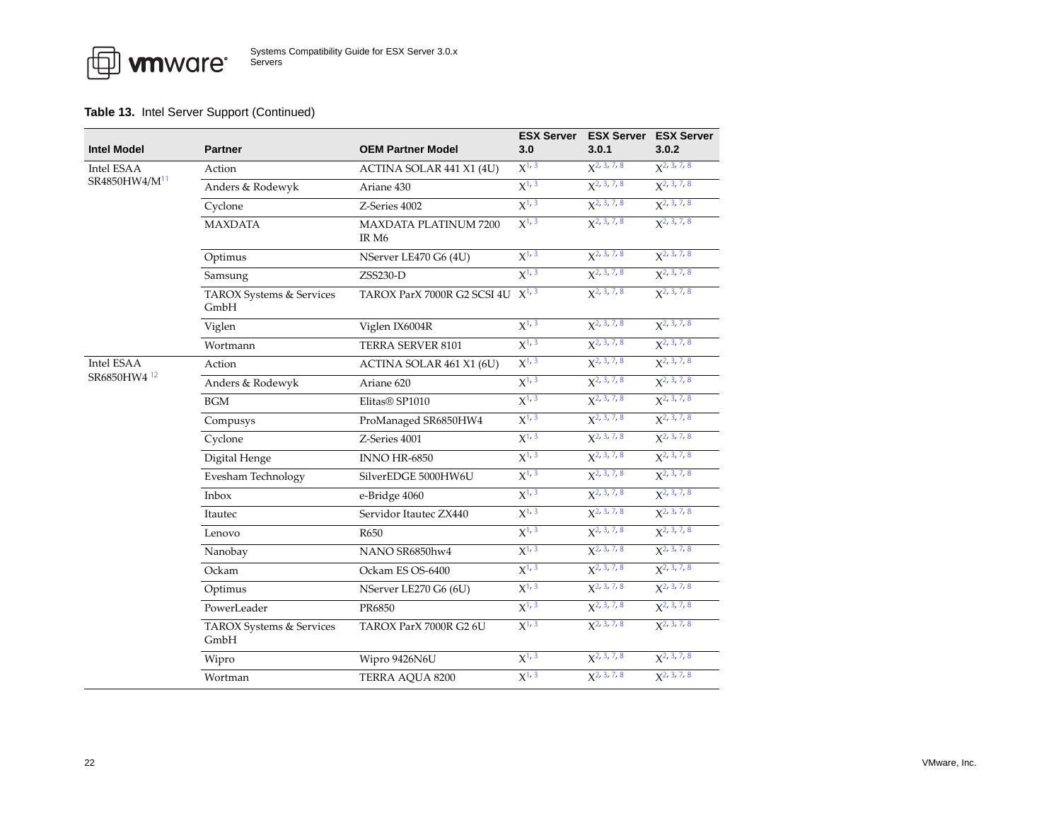**Table 13.** Intel Server Support (Continued)

| Intel Model | Partner | OEM Partner Model | ESX Server 3.0 | ESX Server 3.0.1 | ESX Server 3.0.2 |
|---|---|---|---|---|---|
| Intel ESAA SR4850HW4/M[11] | Action | ACTINA SOLAR 441 X1 (4U) | X[1, 3] | X[2, 3, 7, 8] | X[2, 3, 7, 8] |
| | Anders & Rodewyk | Ariane 430 | X[1, 3] | X[2, 3, 7, 8] | X[2, 3, 7, 8] |
| | Cyclone | Z-Series 4002 | X[1, 3] | X[2, 3, 7, 8] | X[2, 3, 7, 8] |
| | MAXDATA | MAXDATA PLATINUM 7200 IR M6 | X[1, 3] | X[2, 3, 7, 8] | X[2, 3, 7, 8] |
| | Optimus | NServer LE470 G6 (4U) | X[1, 3] | X[2, 3, 7, 8] | X[2, 3, 7, 8] |
| | Samsung | ZSS230-D | X[1, 3] | X[2, 3, 7, 8] | X[2, 3, 7, 8] |
| | TAROX Systems & Services GmbH | TAROX ParX 7000R G2 SCSI 4U | X[1, 3] | X[2, 3, 7, 8] | X[2, 3, 7, 8] |
| | Viglen | Viglen IX6004R | X[1, 3] | X[2, 3, 7, 8] | X[2, 3, 7, 8] |
| | Wortmann | TERRA SERVER 8101 | X[1, 3] | X[2, 3, 7, 8] | X[2, 3, 7, 8] |
| Intel ESAA SR6850HW4 [12] | Action | ACTINA SOLAR 461 X1 (6U) | X[1, 3] | X[2, 3, 7, 8] | X[2, 3, 7, 8] |
| | Anders & Rodewyk | Ariane 620 | X[1, 3] | X[2, 3, 7, 8] | X[2, 3, 7, 8] |
| | BGM | Elitas® SP1010 | X[1, 3] | X[2, 3, 7, 8] | X[2, 3, 7, 8] |
| | Compusys | ProManaged SR6850HW4 | X[1, 3] | X[2, 3, 7, 8] | X[2, 3, 7, 8] |
| | Cyclone | Z-Series 4001 | X[1, 3] | X[2, 3, 7, 8] | X[2, 3, 7, 8] |
| | Digital Henge | INNO HR-6850 | X[1, 3] | X[2, 3, 7, 8] | X[2, 3, 7, 8] |
| | Evesham Technology | SilverEDGE 5000HW6U | X[1, 3] | X[2, 3, 7, 8] | X[2, 3, 7, 8] |
| | Inbox | e-Bridge 4060 | X[1, 3] | X[2, 3, 7, 8] | X[2, 3, 7, 8] |
| | Itautec | Servidor Itautec ZX440 | X[1, 3] | X[2, 3, 7, 8] | X[2, 3, 7, 8] |
| | Lenovo | R650 | X[1, 3] | X[2, 3, 7, 8] | X[2, 3, 7, 8] |
| | Nanobay | NANO SR6850hw4 | X[1, 3] | X[2, 3, 7, 8] | X[2, 3, 7, 8] |
| | Ockam | Ockam ES OS-6400 | X[1, 3] | X[2, 3, 7, 8] | X[2, 3, 7, 8] |
| | Optimus | NServer LE270 G6 (6U) | X[1, 3] | X[2, 3, 7, 8] | X[2, 3, 7, 8] |
| | PowerLeader | PR6850 | X[1, 3] | X[2, 3, 7, 8] | X[2, 3, 7, 8] |
| | TAROX Systems & Services GmbH | TAROX ParX 7000R G2 6U | X[1, 3] | X[2, 3, 7, 8] | X[2, 3, 7, 8] |
| | Wipro | Wipro 9426N6U | X[1, 3] | X[2, 3, 7, 8] | X[2, 3, 7, 8] |
| | Wortman | TERRA AQUA 8200 | X[1, 3] | X[2, 3, 7, 8] | X[2, 3, 7, 8] |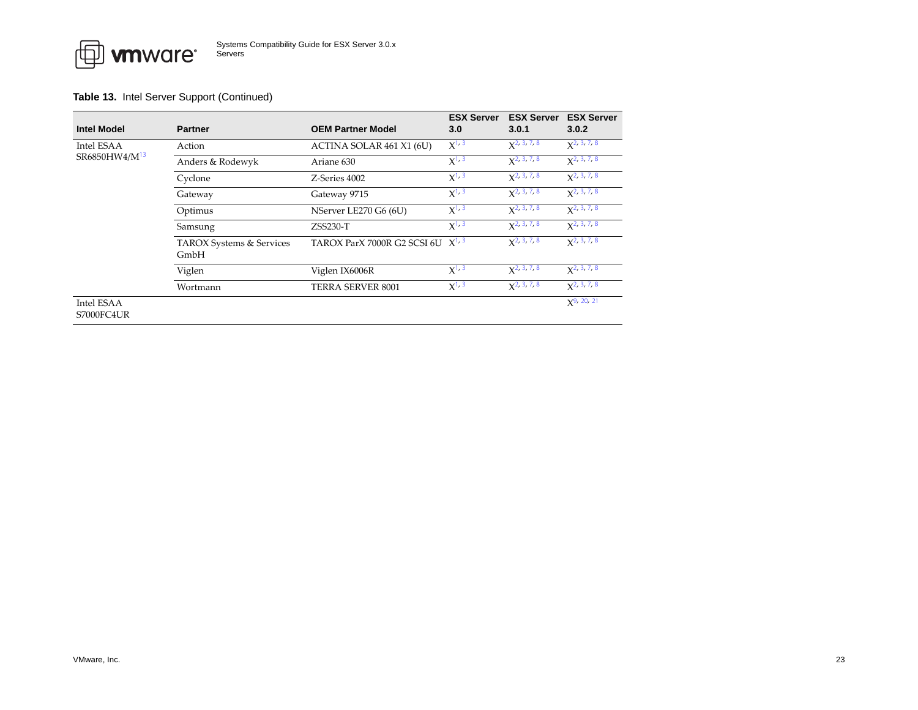**Table 13.** Intel Server Support (Continued)

| Intel Model | Partner | OEM Partner Model | ESX Server 3.0 | ESX Server 3.0.1 | ESX Server 3.0.2 |
|---|---|---|---|---|---|
| Intel ESAA SR6850HW4/M[13] | Action | ACTINA SOLAR 461 X1 (6U) | X[1, 3] | X[2, 3, 7, 8] | X[2, 3, 7, 8] |
| | Anders & Rodewyk | Ariane 630 | X[1, 3] | X[2, 3, 7, 8] | X[2, 3, 7, 8] |
| | Cyclone | Z-Series 4002 | X[1, 3] | X[2, 3, 7, 8] | X[2, 3, 7, 8] |
| | Gateway | Gateway 9715 | X[1, 3] | X[2, 3, 7, 8] | X[2, 3, 7, 8] |
| | Optimus | NServer LE270 G6 (6U) | X[1, 3] | X[2, 3, 7, 8] | X[2, 3, 7, 8] |
| | Samsung | ZSS230-T | X[1, 3] | X[2, 3, 7, 8] | X[2, 3, 7, 8] |
| | TAROX Systems & Services GmbH | TAROX ParX 7000R G2 SCSI 6U | X[1, 3] | X[2, 3, 7, 8] | X[2, 3, 7, 8] |
| | Viglen | Viglen IX6006R | X[1, 3] | X[2, 3, 7, 8] | X[2, 3, 7, 8] |
| | Wortmann | TERRA SERVER 8001 | X[1, 3] | X[2, 3, 7, 8] | X[2, 3, 7, 8] |
| Intel ESAA S7000FC4UR | | | | | X[9, 20, 21] |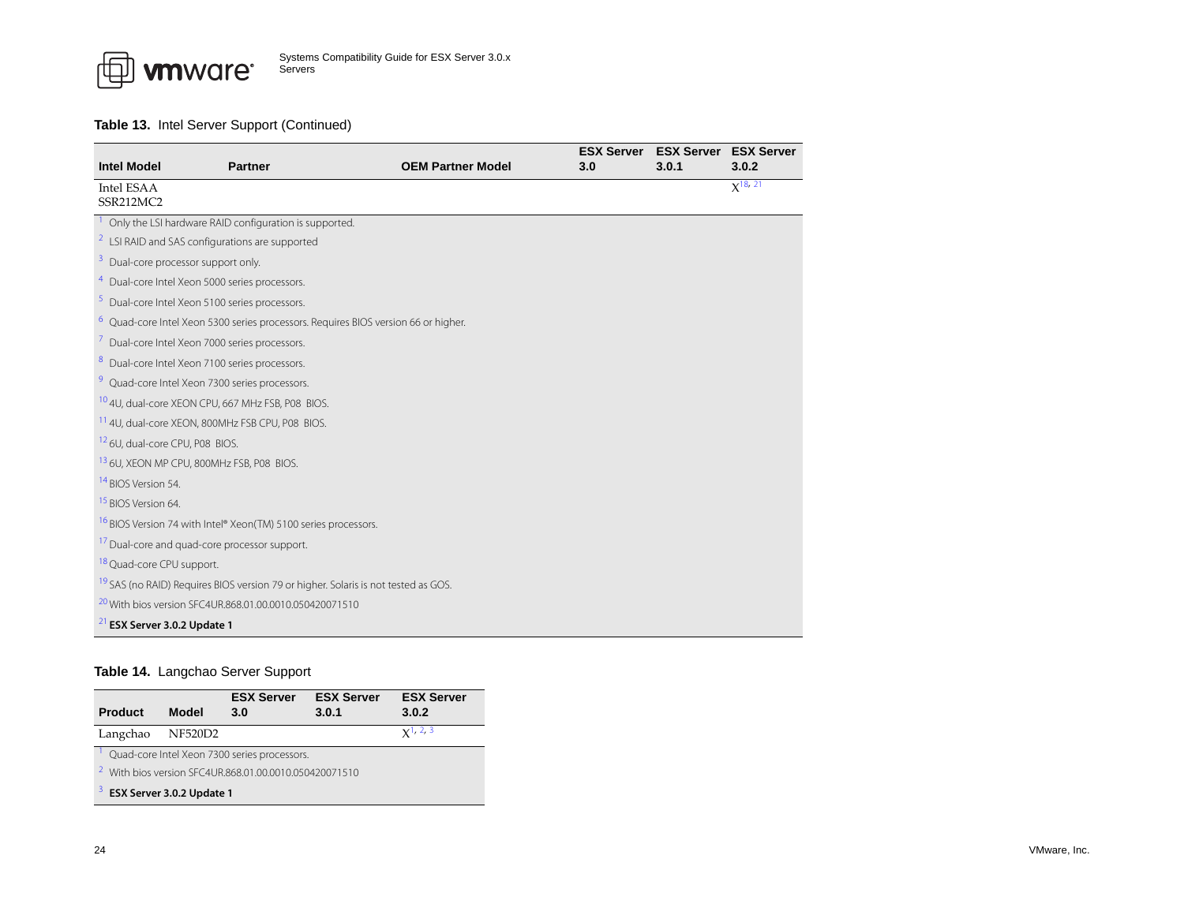**Table 13.** Intel Server Support (Continued)

| Intel Model | Partner | OEM Partner Model | ESX Server 3.0 | ESX Server 3.0.1 | ESX Server 3.0.2 |
|---|---|---|---|---|---|
| Intel ESAA SSR212MC2 | | | | | X[18, 21] |

[1] Only the LSI hardware RAID configuration is supported.

[2] LSI RAID and SAS configurations are supported

[3] Dual-core processor support only.

[4] Dual-core Intel Xeon 5000 series processors.

[5] Dual-core Intel Xeon 5100 series processors.

[6] Quad-core Intel Xeon 5300 series processors. Requires BIOS version 66 or higher.

[7] Dual-core Intel Xeon 7000 series processors.

[8] Dual-core Intel Xeon 7100 series processors.

[9] Quad-core Intel Xeon 7300 series processors.

[10] 4U, dual-core XEON CPU, 667 MHz FSB, P08 BIOS.

[11] 4U, dual-core XEON, 800MHz FSB CPU, P08 BIOS.

[12] 6U, dual-core CPU, P08 BIOS.

[13] 6U, XEON MP CPU, 800MHz FSB, P08 BIOS.

[14] BIOS Version 54.

[15] BIOS Version 64.

[16] BIOS Version 74 with Intel® Xeon(TM) 5100 series processors.

[17] Dual-core and quad-core processor support.

[18] Quad-core CPU support.

[19] SAS (no RAID) Requires BIOS version 79 or higher. Solaris is not tested as GOS.

[20] With bios version SFC4UR.868.01.00.0010.050420071510

[21] **ESX Server 3.0.2 Update 1**

**Table 14.** Langchao Server Support

| Product | Model | ESX Server 3.0 | ESX Server 3.0.1 | ESX Server 3.0.2 |
|---|---|---|---|---|
| Langchao | NF520D2 | | | X[1, 2, 3] |

[1] Quad-core Intel Xeon 7300 series processors.

[2] With bios version SFC4UR.868.01.00.0010.050420071510

[3] **ESX Server 3.0.2 Update 1**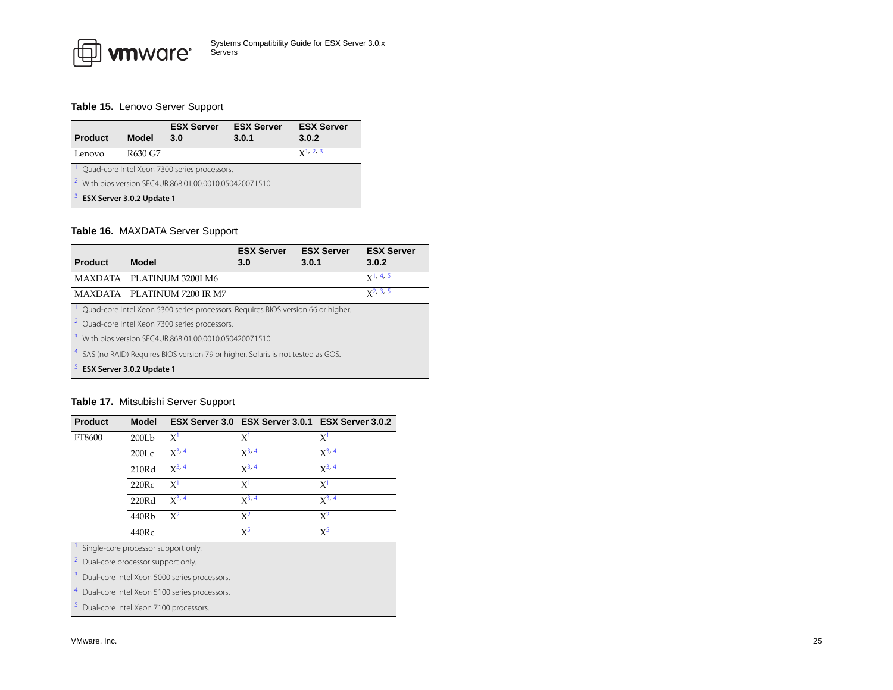**Table 15.** Lenovo Server Support

| Product | Model | ESX Server 3.0 | ESX Server 3.0.1 | ESX Server 3.0.2 |
|---|---|---|---|---|
| Lenovo | R630 G7 | | | X[1, 2, 3] |

[1] Quad-core Intel Xeon 7300 series processors.
[2] With bios version SFC4UR.868.01.00.0010.050420071510
[3] **ESX Server 3.0.2 Update 1**

**Table 16.** MAXDATA Server Support

| Product | Model | ESX Server 3.0 | ESX Server 3.0.1 | ESX Server 3.0.2 |
|---|---|---|---|---|
| MAXDATA | PLATINUM 3200I M6 | | | X[1, 4, 5] |
| MAXDATA | PLATINUM 7200 IR M7 | | | X[2, 3, 5] |

[1] Quad-core Intel Xeon 5300 series processors. Requires BIOS version 66 or higher.
[2] Quad-core Intel Xeon 7300 series processors.
[3] With bios version SFC4UR.868.01.00.0010.050420071510
[4] SAS (no RAID) Requires BIOS version 79 or higher. Solaris is not tested as GOS.
[5] **ESX Server 3.0.2 Update 1**

**Table 17.** Mitsubishi Server Support

| Product | Model | ESX Server 3.0 | ESX Server 3.0.1 | ESX Server 3.0.2 |
|---|---|---|---|---|
| FT8600 | 200Lb | X[1] | X[1] | X[1] |
| | 200Lc | X[3, 4] | X[3, 4] | X[3, 4] |
| | 210Rd | X[3, 4] | X[3, 4] | X[3, 4] |
| | 220Rc | X[1] | X[1] | X[1] |
| | 220Rd | X[3, 4] | X[3, 4] | X[3, 4] |
| | 440Rb | X[2] | X[2] | X[2] |
| | 440Rc | | X[5] | X[5] |

[1] Single-core processor support only.
[2] Dual-core processor support only.
[3] Dual-core Intel Xeon 5000 series processors.
[4] Dual-core Intel Xeon 5100 series processors.
[5] Dual-core Intel Xeon 7100 processors.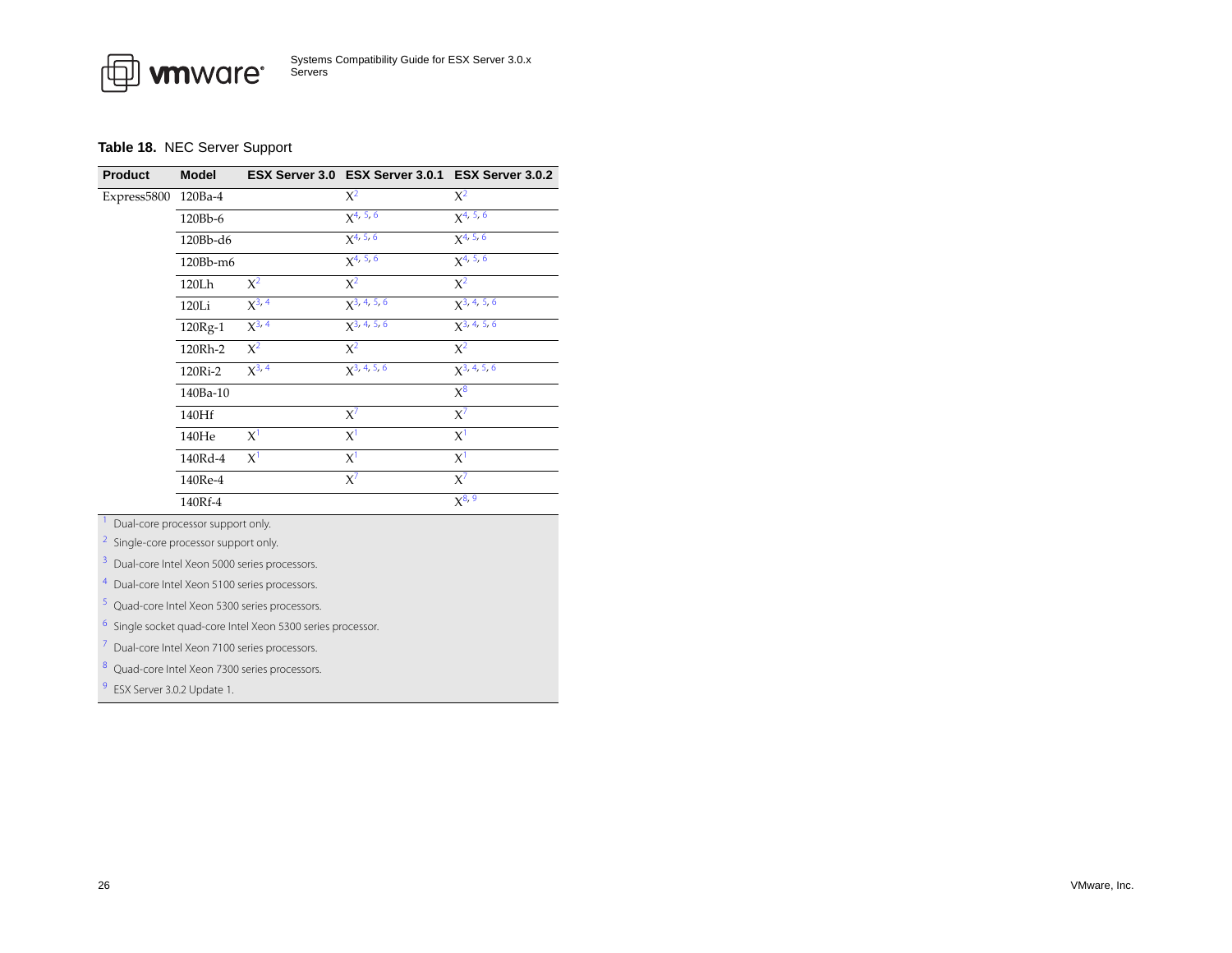**Table 18.** NEC Server Support

| Product | Model | ESX Server 3.0 | ESX Server 3.0.1 | ESX Server 3.0.2 |
|---|---|---|---|---|
| Express5800 | 120Ba-4 | | X[2] | X[2] |
| | 120Bb-6 | | X[4, 5, 6] | X[4, 5, 6] |
| | 120Bb-d6 | | X[4, 5, 6] | X[4, 5, 6] |
| | 120Bb-m6 | | X[4, 5, 6] | X[4, 5, 6] |
| | 120Lh | X[2] | X[2] | X[2] |
| | 120Li | X[3, 4] | X[3, 4, 5, 6] | X[3, 4, 5, 6] |
| | 120Rg-1 | X[3, 4] | X[3, 4, 5, 6] | X[3, 4, 5, 6] |
| | 120Rh-2 | X[2] | X[2] | X[2] |
| | 120Ri-2 | X[3, 4] | X[3, 4, 5, 6] | X[3, 4, 5, 6] |
| | 140Ba-10 | | | X[8] |
| | 140Hf | | X[7] | X[7] |
| | 140He | X[1] | X[1] | X[1] |
| | 140Rd-4 | X[1] | X[1] | X[1] |
| | 140Re-4 | | X[7] | X[7] |
| | 140Rf-4 | | | X[8, 9] |

[1] Dual-core processor support only.

[2] Single-core processor support only.

[3] Dual-core Intel Xeon 5000 series processors.

[4] Dual-core Intel Xeon 5100 series processors.

[5] Quad-core Intel Xeon 5300 series processors.

[6] Single socket quad-core Intel Xeon 5300 series processor.

[7] Dual-core Intel Xeon 7100 series processors.

[8] Quad-core Intel Xeon 7300 series processors.

[9] ESX Server 3.0.2 Update 1.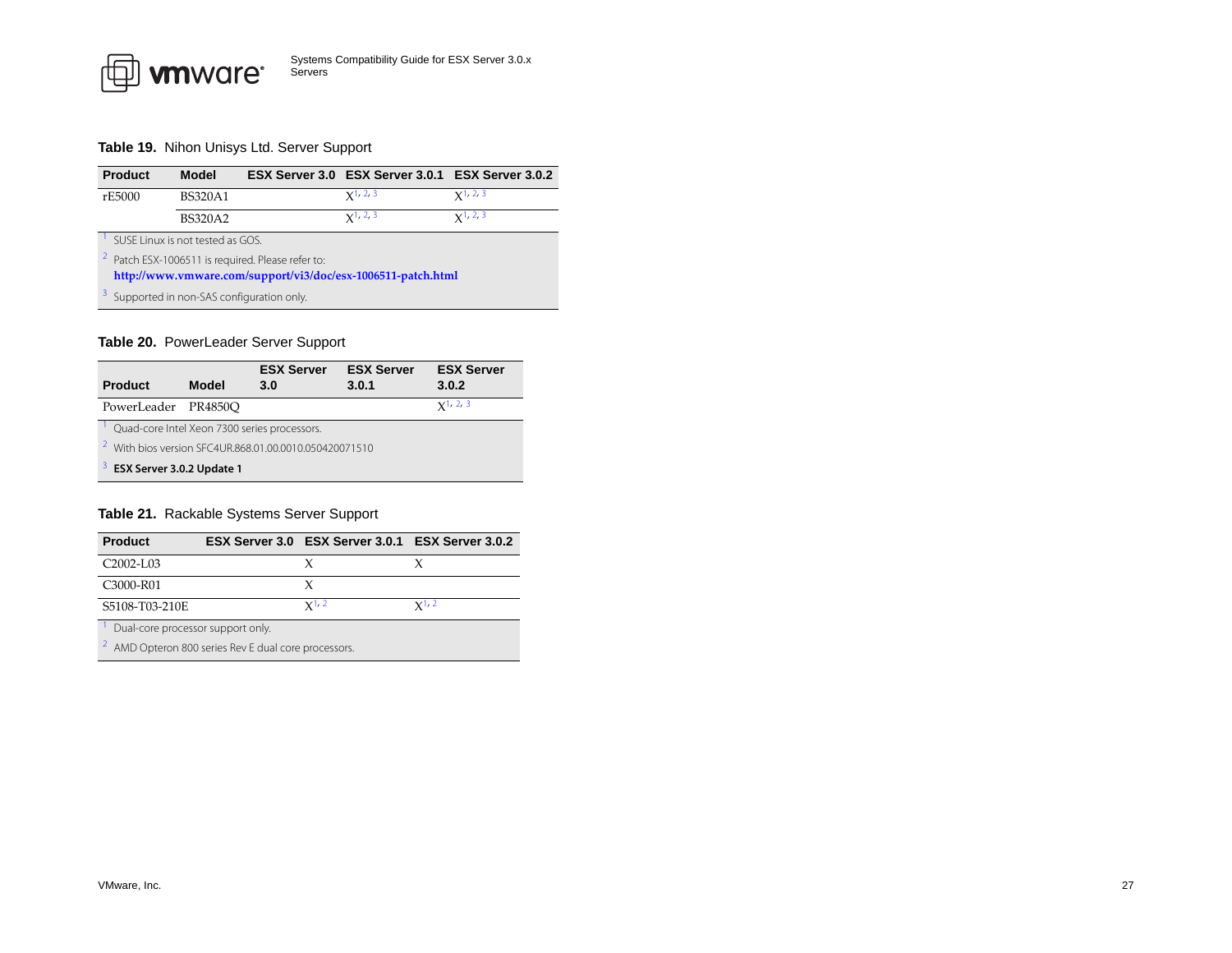**Table 19.** Nihon Unisys Ltd. Server Support

| Product | Model | ESX Server 3.0 | ESX Server 3.0.1 | ESX Server 3.0.2 |
|---|---|---|---|---|
| rE5000 | BS320A1 | | X[1, 2, 3] | X[1, 2, 3] |
| | BS320A2 | | X[1, 2, 3] | X[1, 2, 3] |

[1] SUSE Linux is not tested as GOS.

[2] Patch ESX-1006511 is required. Please refer to:
**http://www.vmware.com/support/vi3/doc/esx-1006511-patch.html**

[3] Supported in non-SAS configuration only.

**Table 20.** PowerLeader Server Support

| Product | Model | ESX Server 3.0 | ESX Server 3.0.1 | ESX Server 3.0.2 |
|---|---|---|---|---|
| PowerLeader | PR4850Q | | | X[1, 2, 3] |

[1] Quad-core Intel Xeon 7300 series processors.

[2] With bios version SFC4UR.868.01.00.0010.050420071510

[3] **ESX Server 3.0.2 Update 1**

**Table 21.** Rackable Systems Server Support

| Product | ESX Server 3.0 | ESX Server 3.0.1 | ESX Server 3.0.2 |
|---|---|---|---|
| C2002-L03 | | X | X |
| C3000-R01 | | X | |
| S5108-T03-210E | | X[1, 2] | X[1, 2] |

[1] Dual-core processor support only.

[2] AMD Opteron 800 series Rev E dual core processors.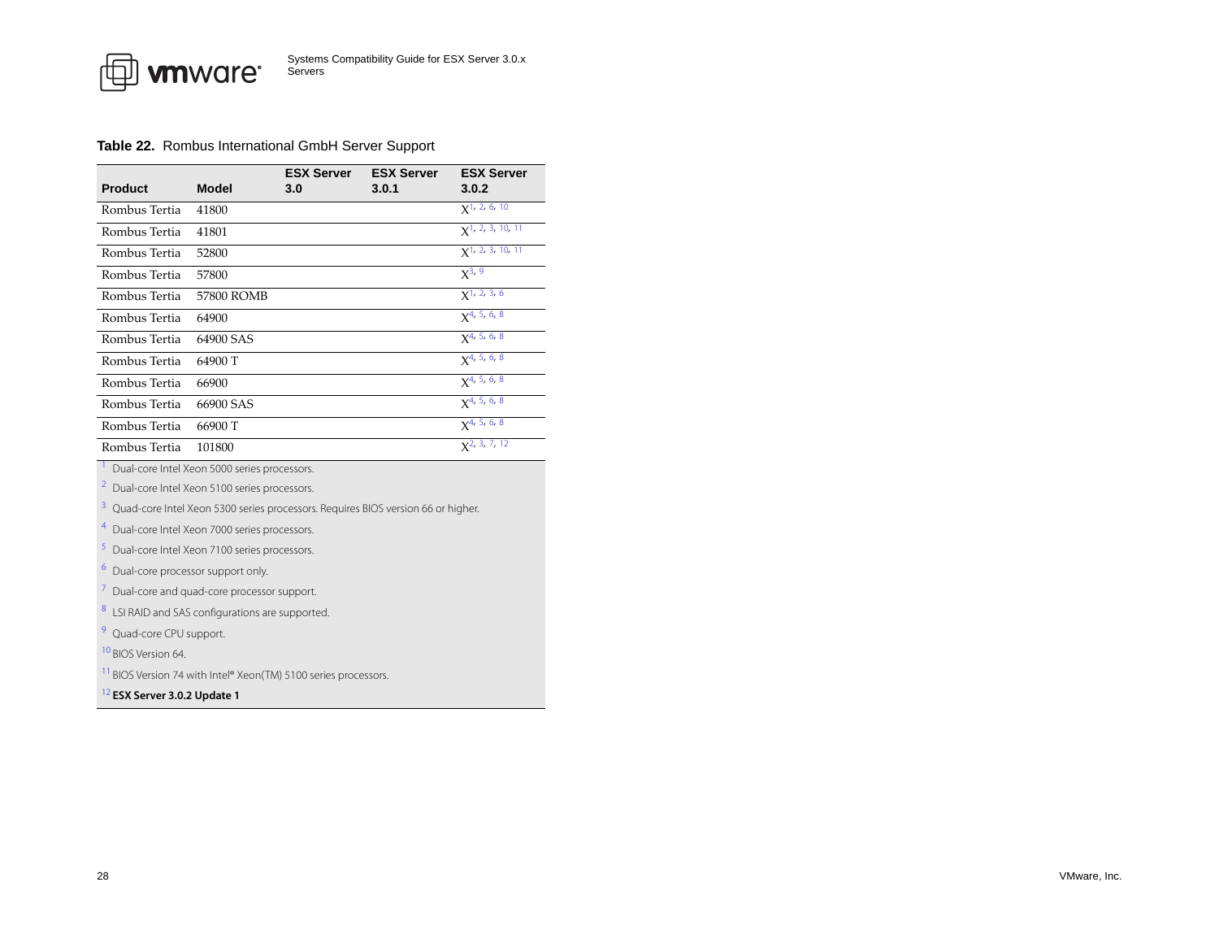**Table 22.** Rombus International GmbH Server Support

| Product | Model | ESX Server 3.0 | ESX Server 3.0.1 | ESX Server 3.0.2 |
|---|---|---|---|---|
| Rombus Tertia | 41800 | | | X[1, 2, 6, 10] |
| Rombus Tertia | 41801 | | | X[1, 2, 3, 10, 11] |
| Rombus Tertia | 52800 | | | X[1, 2, 3, 10, 11] |
| Rombus Tertia | 57800 | | | X[3, 9] |
| Rombus Tertia | 57800 ROMB | | | X[1, 2, 3, 6] |
| Rombus Tertia | 64900 | | | X[4, 5, 6, 8] |
| Rombus Tertia | 64900 SAS | | | X[4, 5, 6, 8] |
| Rombus Tertia | 64900 T | | | X[4, 5, 6, 8] |
| Rombus Tertia | 66900 | | | X[4, 5, 6, 8] |
| Rombus Tertia | 66900 SAS | | | X[4, 5, 6, 8] |
| Rombus Tertia | 66900 T | | | X[4, 5, 6, 8] |
| Rombus Tertia | 101800 | | | X[2, 3, 7, 12] |

[1] Dual-core Intel Xeon 5000 series processors.

[2] Dual-core Intel Xeon 5100 series processors.

[3] Quad-core Intel Xeon 5300 series processors. Requires BIOS version 66 or higher.

[4] Dual-core Intel Xeon 7000 series processors.

[5] Dual-core Intel Xeon 7100 series processors.

[6] Dual-core processor support only.

[7] Dual-core and quad-core processor support.

[8] LSI RAID and SAS configurations are supported.

[9] Quad-core CPU support.

[10] BIOS Version 64.

[11] BIOS Version 74 with Intel® Xeon(TM) 5100 series processors.

[12] **ESX Server 3.0.2 Update 1**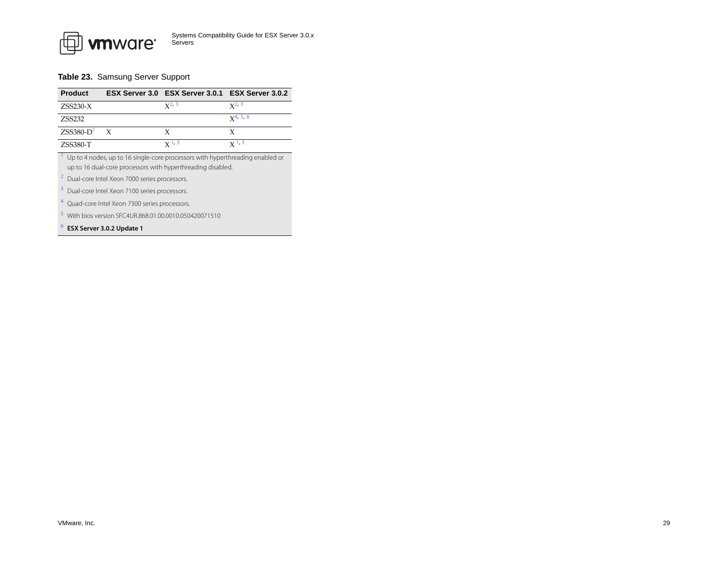**Table 23.** Samsung Server Support

| Product | ESX Server 3.0 | ESX Server 3.0.1 | ESX Server 3.0.2 |
|---|---|---|---|
| ZSS230-X | | X[2, 3] | X[2, 3] |
| ZSS232 | | | X[4, 5, 6] |
| ZSS380-D[1] | X | X | X |
| ZSS380-T | | X [1, 3] | X [1, 3] |

[1] Up to 4 nodes, up to 16 single-core processors with hyperthreading enabled or up to 16 dual-core processors with hyperthreading disabled.

[2] Dual-core Intel Xeon 7000 series processors.

[3] Dual-core Intel Xeon 7100 series processors.

[4] Quad-core Intel Xeon 7300 series processors.

[5] With bios version SFC4UR.868.01.00.0010.050420071510

[6] **ESX Server 3.0.2 Update 1**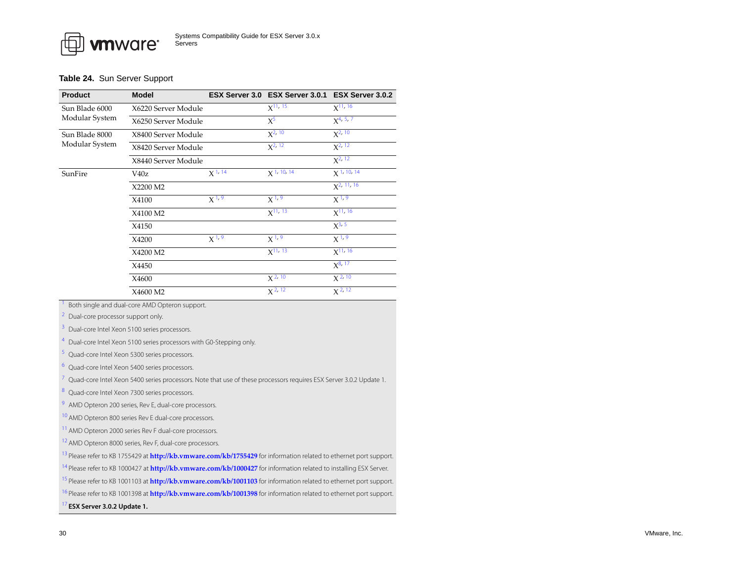**Table 24.** Sun Server Support

| Product | Model | ESX Server 3.0 | ESX Server 3.0.1 | ESX Server 3.0.2 |
|---|---|---|---|---|
| Sun Blade 6000 Modular System | X6220 Server Module | | X [11, 15] | X [11, 16] |
| | X6250 Server Module | | X [5] | X [4, 5, 7] |
| Sun Blade 8000 Modular System | X8400 Server Module | | X [2, 10] | X [2, 10] |
| | X8420 Server Module | | X [2, 12] | X [2, 12] |
| | X8440 Server Module | | | X [2, 12] |
| SunFire | V40z | X [1, 14] | X [1, 10, 14] | X [1, 10, 14] |
| | X2200 M2 | | | X [2, 11, 16] |
| | X4100 | X [1, 9] | X [1, 9] | X [1, 9] |
| | X4100 M2 | | X [11, 13] | X [11, 16] |
| | X4150 | | | X [3, 5] |
| | X4200 | X [1, 9] | X [1, 9] | X [1, 9] |
| | X4200 M2 | | X [11, 13] | X [11, 16] |
| | X4450 | | | X [8, 17] |
| | X4600 | | X [2, 10] | X [2, 10] |
| | X4600 M2 | | X [2, 12] | X [2, 12] |

[1] Both single and dual-core AMD Opteron support.

[2] Dual-core processor support only.

[3] Dual-core Intel Xeon 5100 series processors.

[4] Dual-core Intel Xeon 5100 series processors with G0-Stepping only.

[5] Quad-core Intel Xeon 5300 series processors.

[6] Quad-core Intel Xeon 5400 series processors.

[7] Quad-core Intel Xeon 5400 series processors. Note that use of these processors requires ESX Server 3.0.2 Update 1.

[8] Quad-core Intel Xeon 7300 series processors.

[9] AMD Opteron 200 series, Rev E, dual-core processors.

[10] AMD Opteron 800 series Rev E dual-core processors.

[11] AMD Opteron 2000 series Rev F dual-core processors.

[12] AMD Opteron 8000 series, Rev F, dual-core processors.

[13] Please refer to KB 1755429 at **http://kb.vmware.com/kb/1755429** for information related to ethernet port support.

[14] Please refer to KB 1000427 at **http://kb.vmware.com/kb/1000427** for information related to installing ESX Server.

[15] Please refer to KB 1001103 at **http://kb.vmware.com/kb/1001103** for information related to ethernet port support.

[16] Please refer to KB 1001398 at **http://kb.vmware.com/kb/1001398** for information related to ethernet port support.

[17] **ESX Server 3.0.2 Update 1.**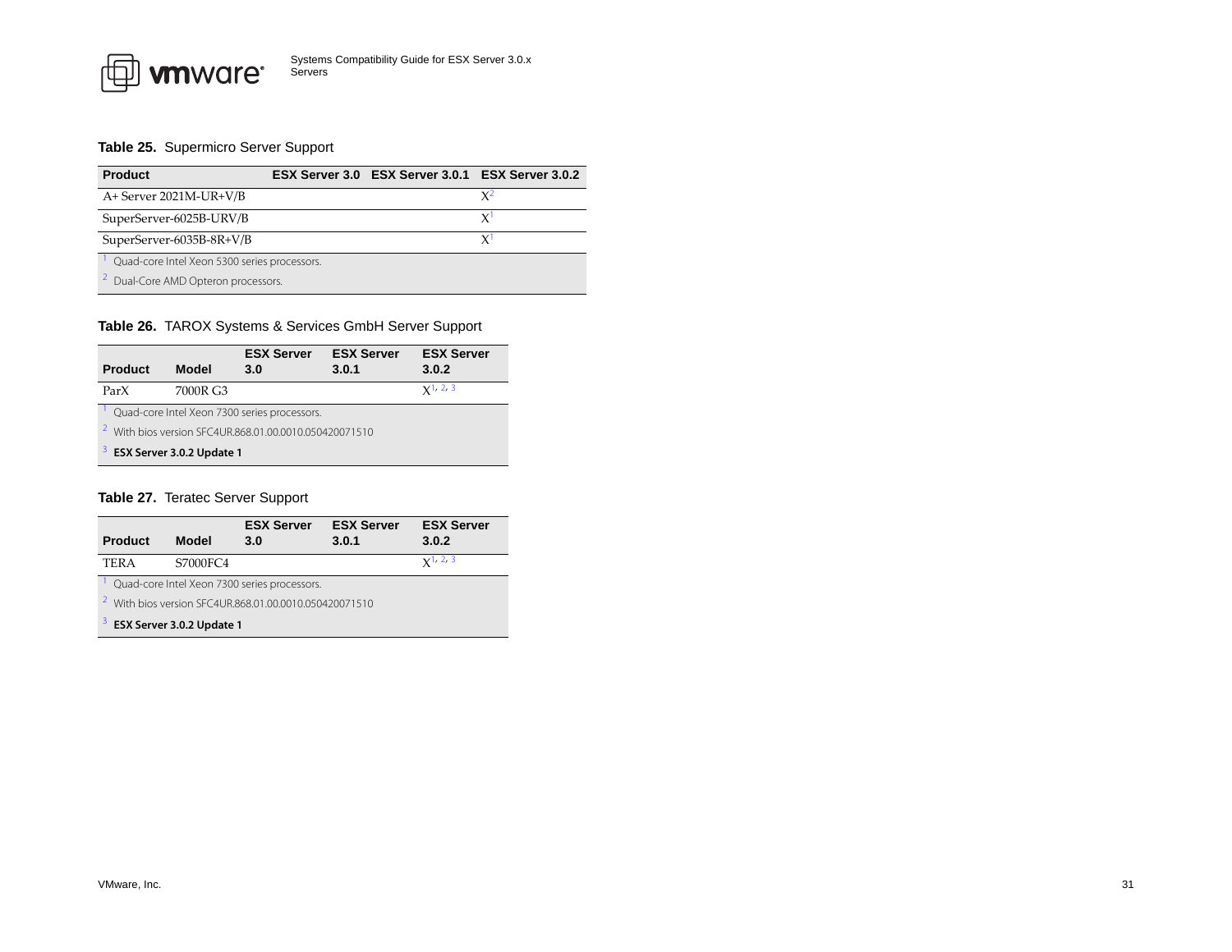**Table 25.** Supermicro Server Support

| Product | ESX Server 3.0 | ESX Server 3.0.1 | ESX Server 3.0.2 |
|---|---|---|---|
| A+ Server 2021M-UR+V/B | | | X[2] |
| SuperServer-6025B-URV/B | | | X[1] |
| SuperServer-6035B-8R+V/B | | | X[1] |

[1] Quad-core Intel Xeon 5300 series processors.

[2] Dual-Core AMD Opteron processors.

**Table 26.** TAROX Systems & Services GmbH Server Support

| Product | Model | ESX Server 3.0 | ESX Server 3.0.1 | ESX Server 3.0.2 |
|---|---|---|---|---|
| ParX | 7000R G3 | | | X[1, 2, 3] |

[1] Quad-core Intel Xeon 7300 series processors.

[2] With bios version SFC4UR.868.01.00.0010.050420071510

[3] **ESX Server 3.0.2 Update 1**

**Table 27.** Teratec Server Support

| Product | Model | ESX Server 3.0 | ESX Server 3.0.1 | ESX Server 3.0.2 |
|---|---|---|---|---|
| TERA | S7000FC4 | | | X[1, 2, 3] |

[1] Quad-core Intel Xeon 7300 series processors.

[2] With bios version SFC4UR.868.01.00.0010.050420071510

[3] **ESX Server 3.0.2 Update 1**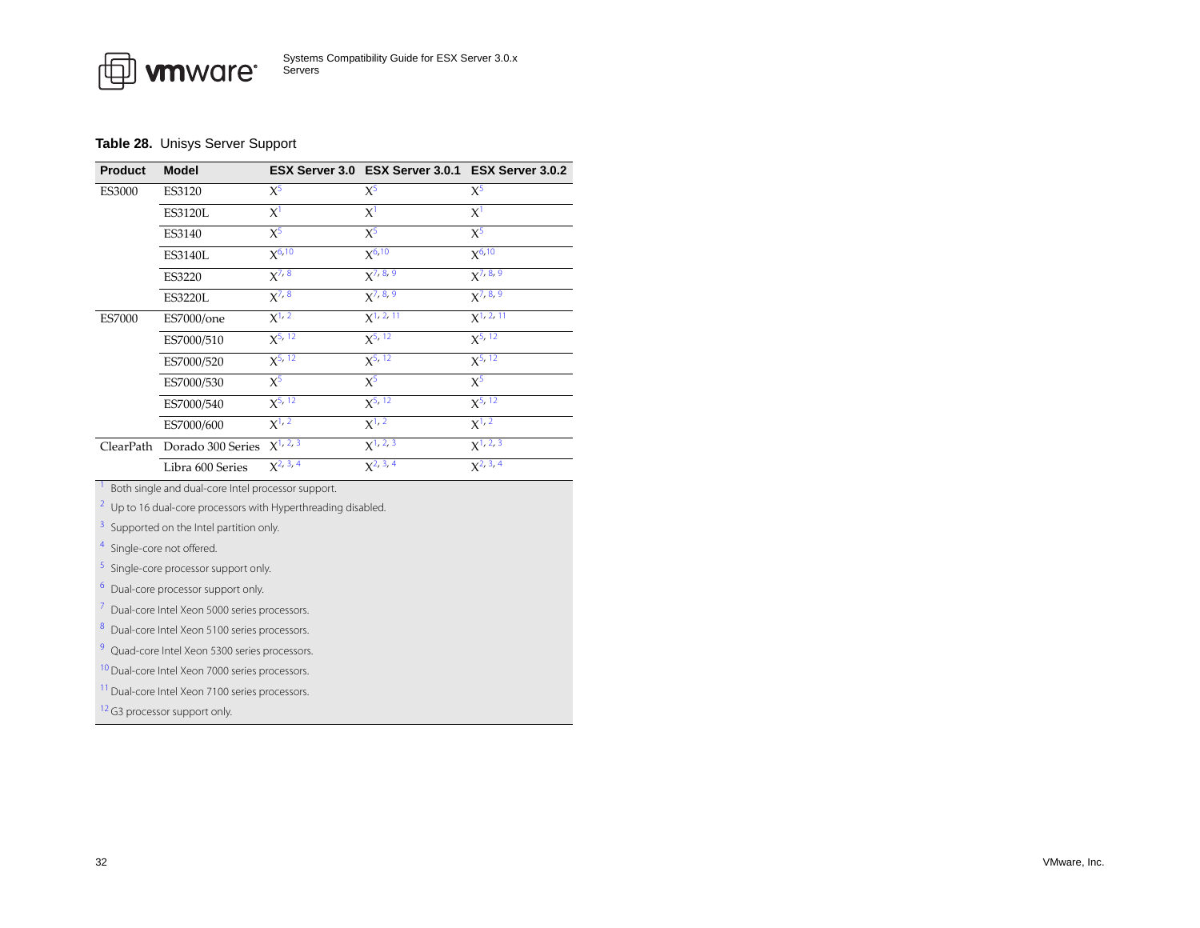**Table 28.** Unisys Server Support

| Product | Model | ESX Server 3.0 | ESX Server 3.0.1 | ESX Server 3.0.2 |
|---|---|---|---|---|
| ES3000 | ES3120 | X[5] | X[5] | X[5] |
| | ES3120L | X[1] | X[1] | X[1] |
| | ES3140 | X[5] | X[5] | X[5] |
| | ES3140L | X[6,10] | X[6,10] | X[6,10] |
| | ES3220 | X[7,8] | X[7,8,9] | X[7,8,9] |
| | ES3220L | X[7,8] | X[7,8,9] | X[7,8,9] |
| ES7000 | ES7000/one | X[1,2] | X[1,2,11] | X[1,2,11] |
| | ES7000/510 | X[5,12] | X[5,12] | X[5,12] |
| | ES7000/520 | X[5,12] | X[5,12] | X[5,12] |
| | ES7000/530 | X[5] | X[5] | X[5] |
| | ES7000/540 | X[5,12] | X[5,12] | X[5,12] |
| | ES7000/600 | X[1,2] | X[1,2] | X[1,2] |
| ClearPath | Dorado 300 Series | X[1,2,3] | X[1,2,3] | X[1,2,3] |
| | Libra 600 Series | X[2,3,4] | X[2,3,4] | X[2,3,4] |

[1] Both single and dual-core Intel processor support.

[2] Up to 16 dual-core processors with Hyperthreading disabled.

[3] Supported on the Intel partition only.

[4] Single-core not offered.

[5] Single-core processor support only.

[6] Dual-core processor support only.

[7] Dual-core Intel Xeon 5000 series processors.

[8] Dual-core Intel Xeon 5100 series processors.

[9] Quad-core Intel Xeon 5300 series processors.

[10] Dual-core Intel Xeon 7000 series processors.

[11] Dual-core Intel Xeon 7100 series processors.

[12] G3 processor support only.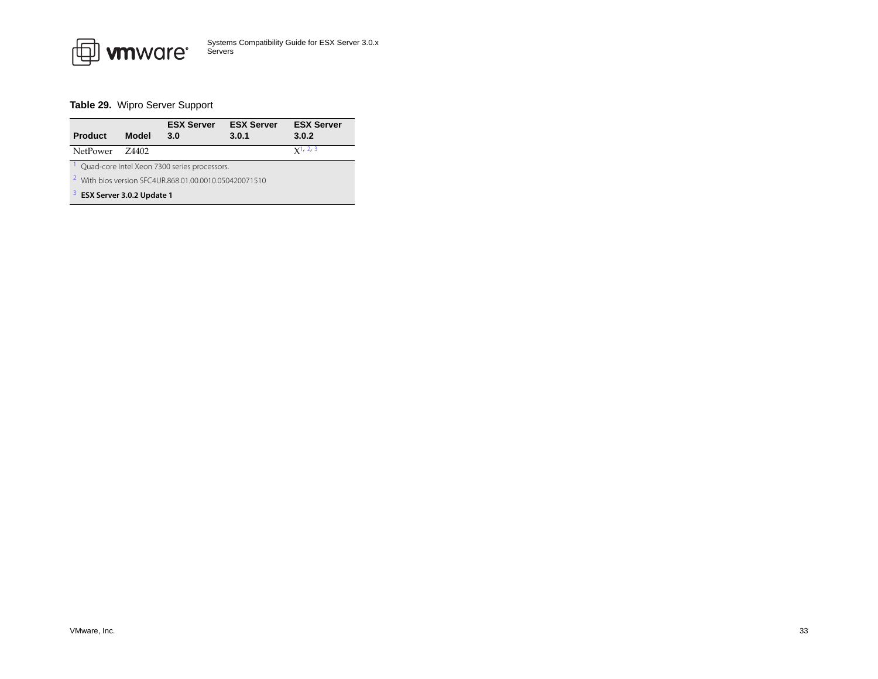**Table 29.** Wipro Server Support

| Product | Model | ESX Server 3.0 | ESX Server 3.0.1 | ESX Server 3.0.2 |
|---|---|---|---|---|
| NetPower | Z4402 | | | X[1, 2, 3] |

[1] Quad-core Intel Xeon 7300 series processors.

[2] With bios version SFC4UR.868.01.00.0010.050420071510

[3] **ESX Server 3.0.2 Update 1**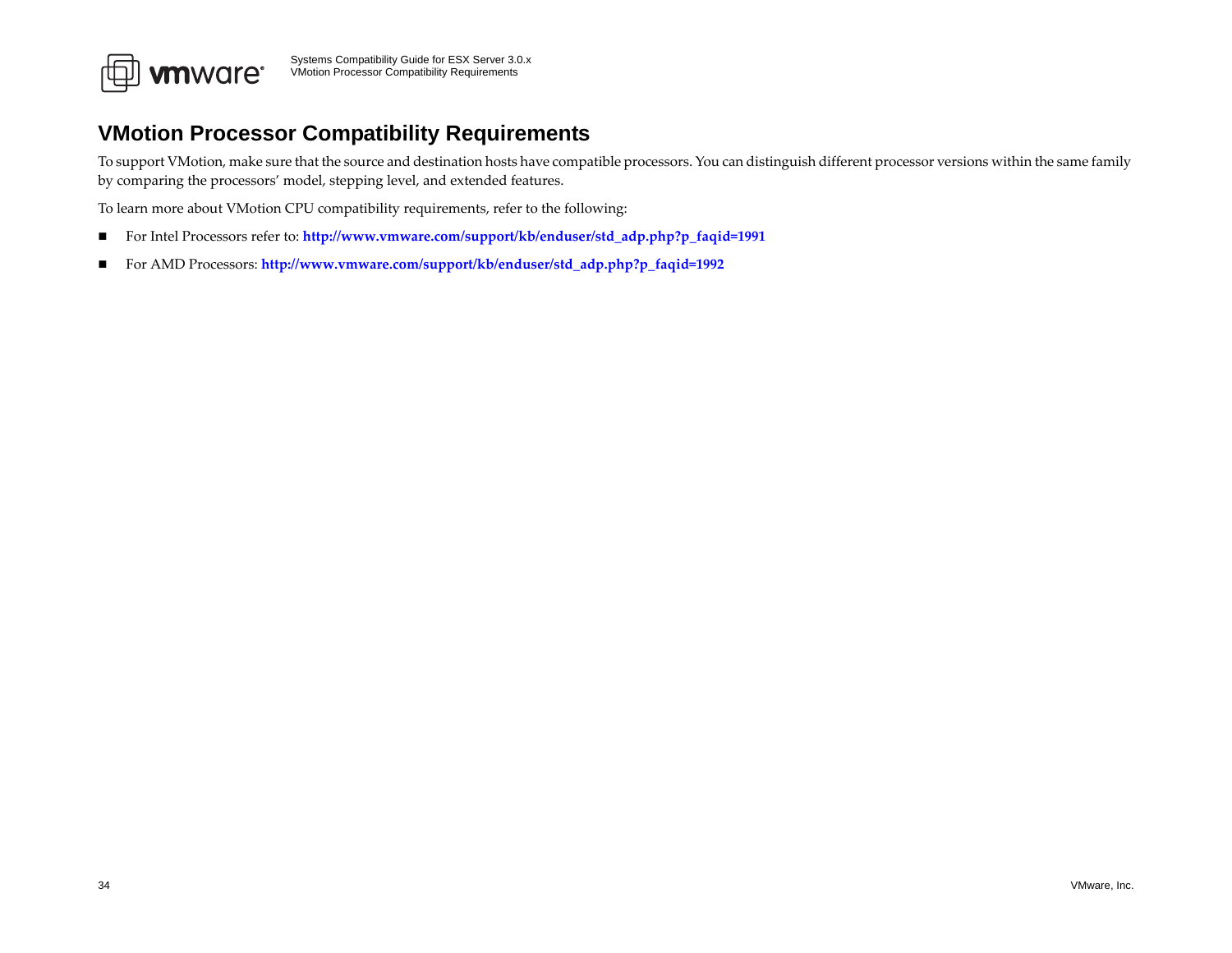# VMotion Processor Compatibility Requirements

To support VMotion, make sure that the source and destination hosts have compatible processors. You can distinguish different processor versions within the same family by comparing the processors' model, stepping level, and extended features.

To learn more about VMotion CPU compatibility requirements, refer to the following:

- For Intel Processors refer to: **http://www.vmware.com/support/kb/enduser/std_adp.php?p_faqid=1991**
- For AMD Processors: **http://www.vmware.com/support/kb/enduser/std_adp.php?p_faqid=1992**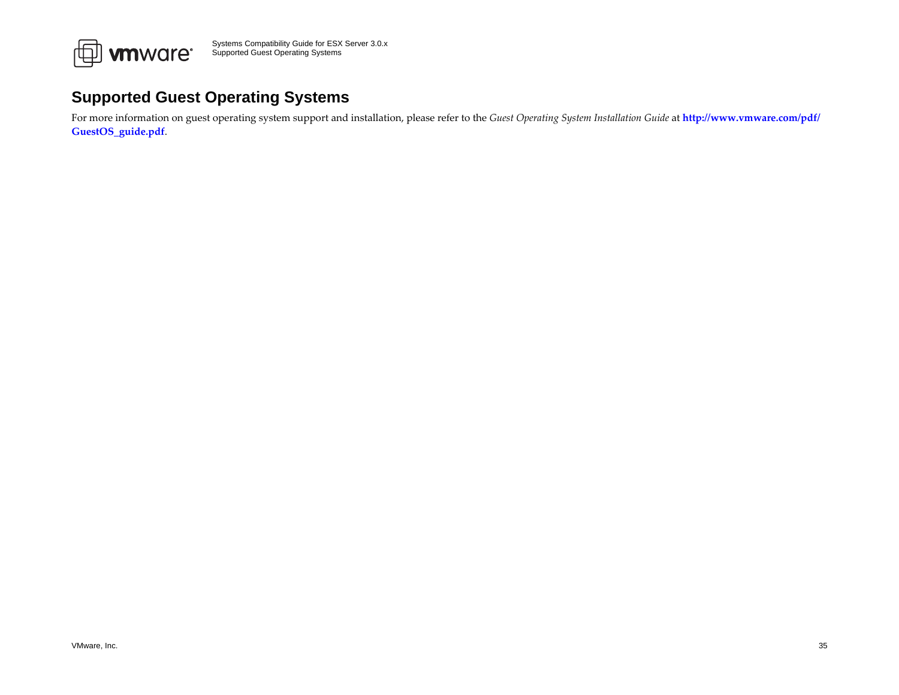# Supported Guest Operating Systems

For more information on guest operating system support and installation, please refer to the *Guest Operating System Installation Guide* at **http://www.vmware.com/pdf/GuestOS_guide.pdf**.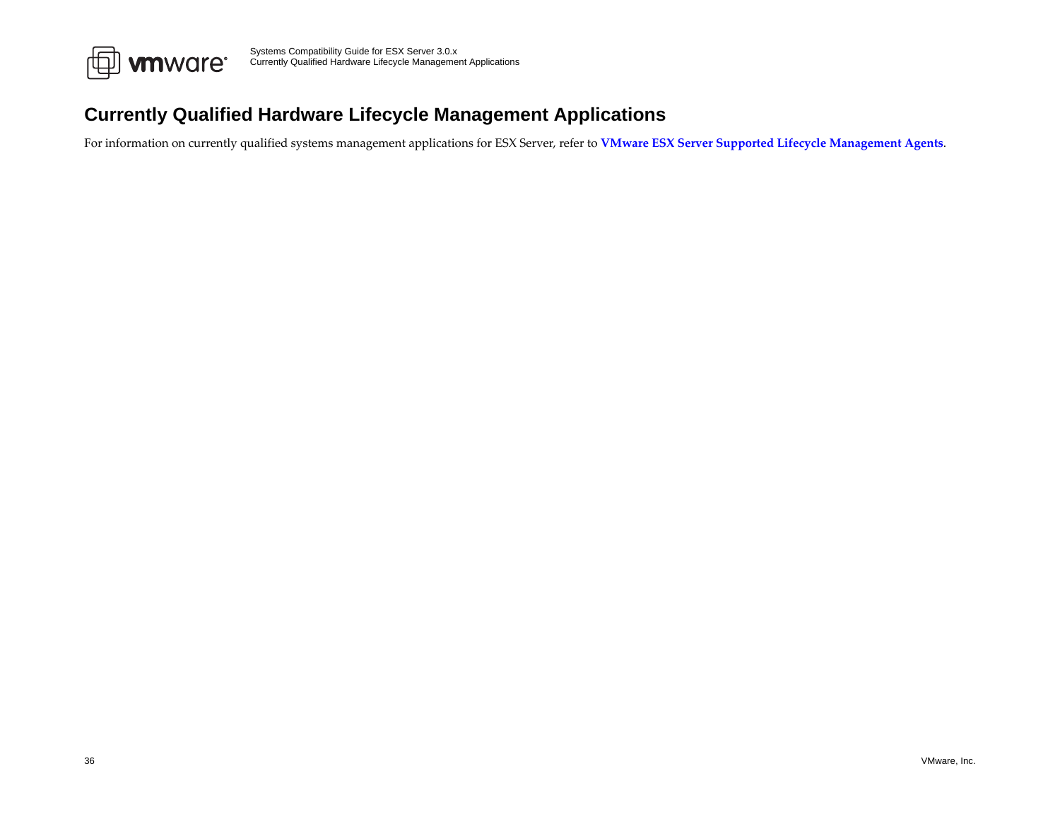# Currently Qualified Hardware Lifecycle Management Applications

For information on currently qualified systems management applications for ESX Server, refer to **VMware ESX Server Supported Lifecycle Management Agents**.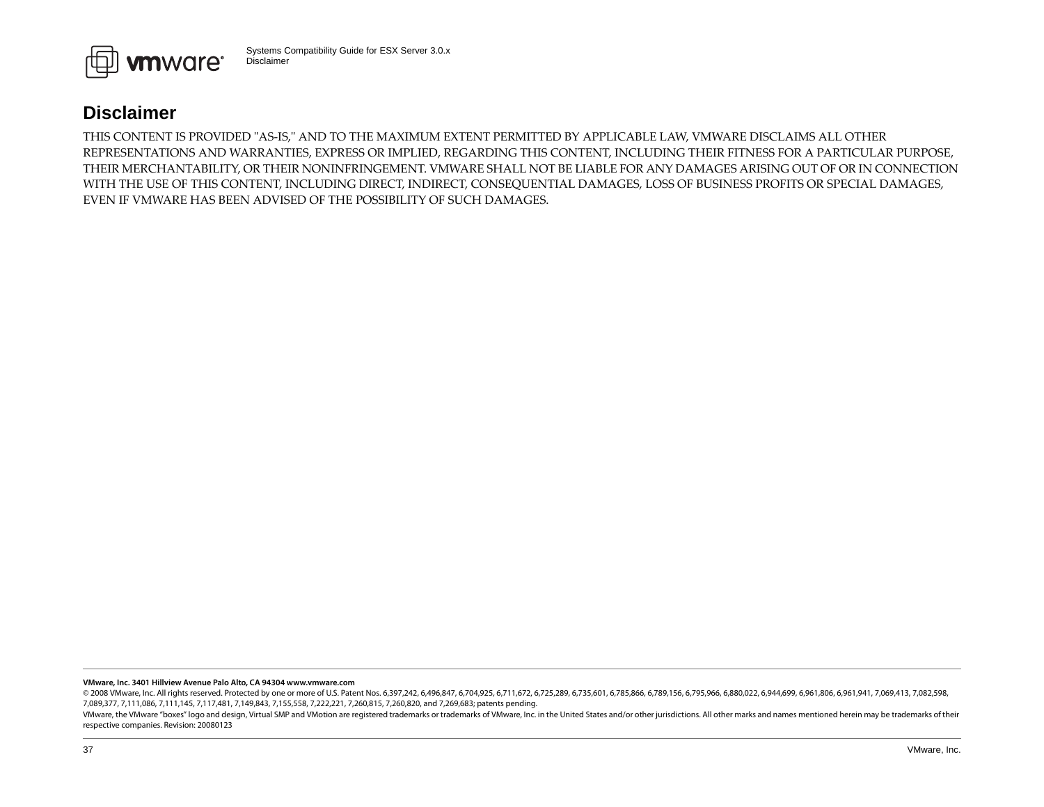# Disclaimer

THIS CONTENT IS PROVIDED "AS-IS," AND TO THE MAXIMUM EXTENT PERMITTED BY APPLICABLE LAW, VMWARE DISCLAIMS ALL OTHER REPRESENTATIONS AND WARRANTIES, EXPRESS OR IMPLIED, REGARDING THIS CONTENT, INCLUDING THEIR FITNESS FOR A PARTICULAR PURPOSE, THEIR MERCHANTABILITY, OR THEIR NONINFRINGEMENT. VMWARE SHALL NOT BE LIABLE FOR ANY DAMAGES ARISING OUT OF OR IN CONNECTION WITH THE USE OF THIS CONTENT, INCLUDING DIRECT, INDIRECT, CONSEQUENTIAL DAMAGES, LOSS OF BUSINESS PROFITS OR SPECIAL DAMAGES, EVEN IF VMWARE HAS BEEN ADVISED OF THE POSSIBILITY OF SUCH DAMAGES.

**VMware, Inc. 3401 Hillview Avenue Palo Alto, CA 94304 www.vmware.com**

© 2008 VMware, Inc. All rights reserved. Protected by one or more of U.S. Patent Nos. 6,397,242, 6,496,847, 6,704,925, 6,711,672, 6,725,289, 6,735,601, 6,785,866, 6,789,156, 6,795,966, 6,880,022, 6,944,699, 6,961,806, 6,961,941, 7,069,413, 7,082,598, 7,089,377, 7,111,086, 7,111,145, 7,117,481, 7,149,843, 7,155,558, 7,222,221, 7,260,815, 7,260,820, and 7,269,683; patents pending.

VMware, the VMware "boxes" logo and design, Virtual SMP and VMotion are registered trademarks or trademarks of VMware, Inc. in the United States and/or other jurisdictions. All other marks and names mentioned herein may be trademarks of their respective companies. Revision: 20080123